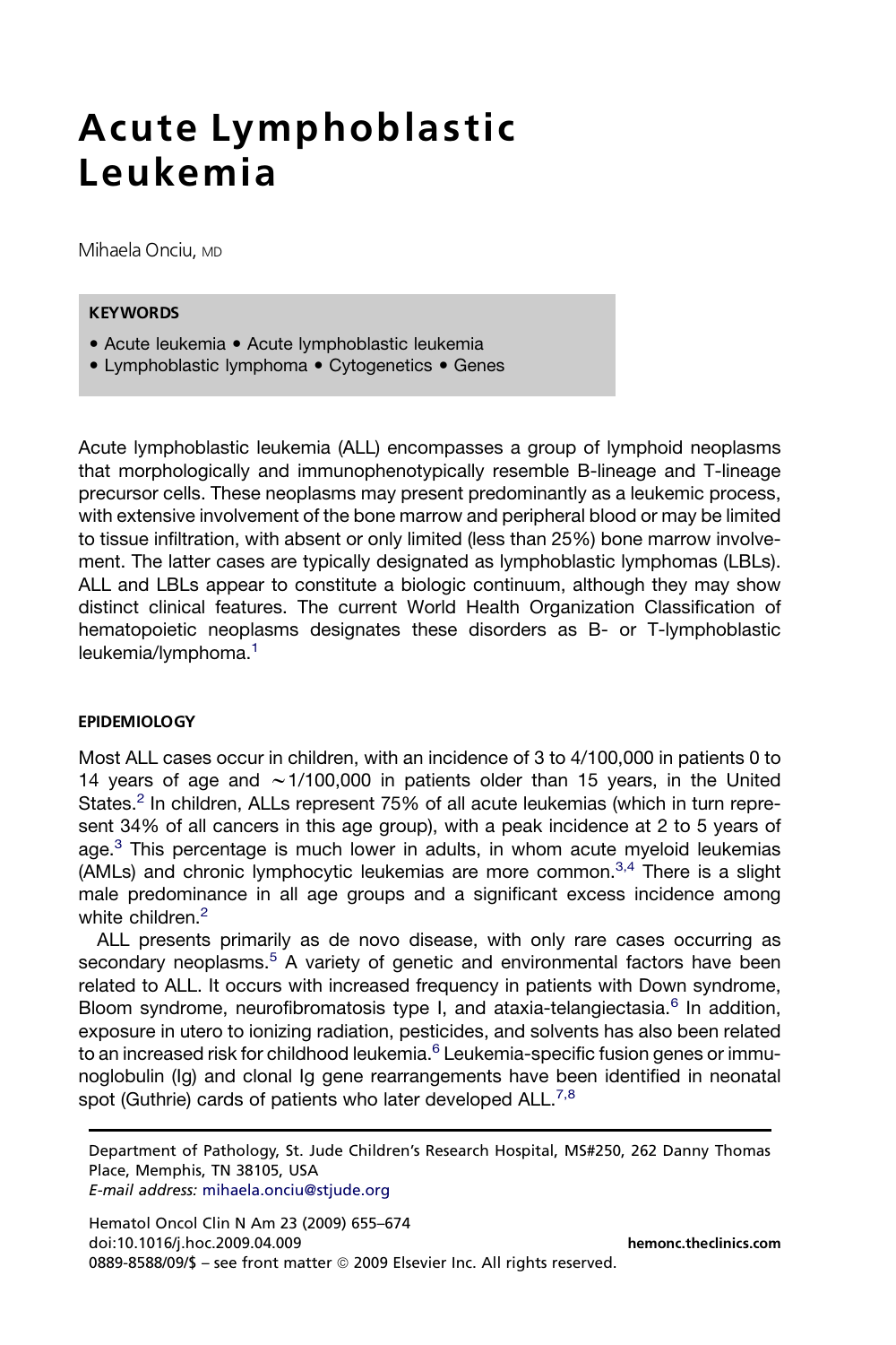# Acute Lymphoblastic Leukemia

Mihaela Onciu, MD

**KEYWORDS**

- Acute leukemia • Acute lymphoblastic leukemia
- Lymphoblastic lymphoma • Cytogenetics • Genes

Acute lymphoblastic leukemia (ALL) encompasses a group of lymphoid neoplasms that morphologically and immunophenotypically resemble B-lineage and T-lineage precursor cells. These neoplasms may present predominantly as a leukemic process, with extensive involvement of the bone marrow and peripheral blood or may be limited to tissue infiltration, with absent or only limited (less than 25%) bone marrow involvement. The latter cases are typically designated as lymphoblastic lymphomas (LBLs). ALL and LBLs appear to constitute a biologic continuum, although they may show distinct clinical features. The current World Health Organization Classification of hematopoietic neoplasms designates these disorders as B- or T-lymphoblastic leukemia/lymphoma.[1]

## EPIDEMIOLOGY

Most ALL cases occur in children, with an incidence of 3 to 4/100,000 in patients 0 to 14 years of age and ~1/100,000 in patients older than 15 years, in the United States.[2] In children, ALLs represent 75% of all acute leukemias (which in turn represent 34% of all cancers in this age group), with a peak incidence at 2 to 5 years of age.[3] This percentage is much lower in adults, in whom acute myeloid leukemias (AMLs) and chronic lymphocytic leukemias are more common.[3,4] There is a slight male predominance in all age groups and a significant excess incidence among white children.[2]

ALL presents primarily as de novo disease, with only rare cases occurring as secondary neoplasms.[5] A variety of genetic and environmental factors have been related to ALL. It occurs with increased frequency in patients with Down syndrome, Bloom syndrome, neurofibromatosis type I, and ataxia-telangiectasia.[6] In addition, exposure in utero to ionizing radiation, pesticides, and solvents has also been related to an increased risk for childhood leukemia.[6] Leukemia-specific fusion genes or immunoglobulin (Ig) and clonal Ig gene rearrangements have been identified in neonatal spot (Guthrie) cards of patients who later developed ALL.[7,8]

Department of Pathology, St. Jude Children's Research Hospital, MS#250, 262 Danny Thomas Place, Memphis, TN 38105, USA
*E-mail address:* mihaela.onciu@stjude.org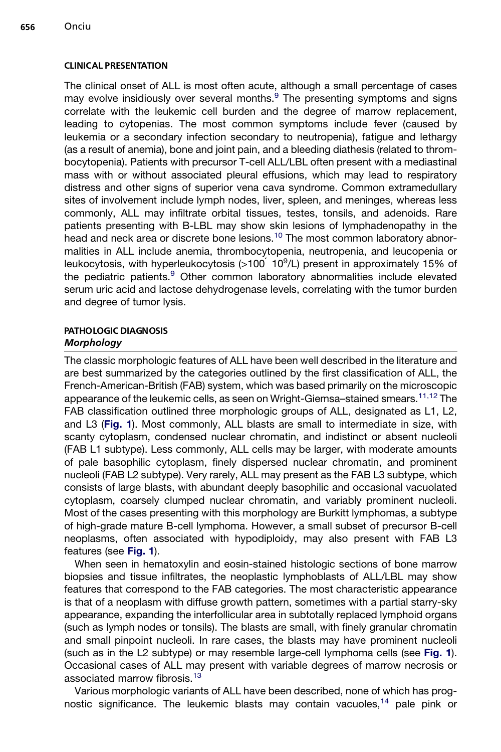## CLINICAL PRESENTATION

The clinical onset of ALL is most often acute, although a small percentage of cases may evolve insidiously over several months.[9] The presenting symptoms and signs correlate with the leukemic cell burden and the degree of marrow replacement, leading to cytopenias. The most common symptoms include fever (caused by leukemia or a secondary infection secondary to neutropenia), fatigue and lethargy (as a result of anemia), bone and joint pain, and a bleeding diathesis (related to thrombocytopenia). Patients with precursor T-cell ALL/LBL often present with a mediastinal mass with or without associated pleural effusions, which may lead to respiratory distress and other signs of superior vena cava syndrome. Common extramedullary sites of involvement include lymph nodes, liver, spleen, and meninges, whereas less commonly, ALL may infiltrate orbital tissues, testes, tonsils, and adenoids. Rare patients presenting with B-LBL may show skin lesions of lymphadenopathy in the head and neck area or discrete bone lesions.[10] The most common laboratory abnormalities in ALL include anemia, thrombocytopenia, neutropenia, and leucopenia or leukocytosis, with hyperleukocytosis (>100´ $10^9$/L) present in approximately 15% of the pediatric patients.[9] Other common laboratory abnormalities include elevated serum uric acid and lactose dehydrogenase levels, correlating with the tumor burden and degree of tumor lysis.

## PATHOLOGIC DIAGNOSIS

### *Morphology*

The classic morphologic features of ALL have been well described in the literature and are best summarized by the categories outlined by the first classification of ALL, the French-American-British (FAB) system, which was based primarily on the microscopic appearance of the leukemic cells, as seen on Wright-Giemsa–stained smears.[11,12] The FAB classification outlined three morphologic groups of ALL, designated as L1, L2, and L3 (**Fig. 1**). Most commonly, ALL blasts are small to intermediate in size, with scanty cytoplasm, condensed nuclear chromatin, and indistinct or absent nucleoli (FAB L1 subtype). Less commonly, ALL cells may be larger, with moderate amounts of pale basophilic cytoplasm, finely dispersed nuclear chromatin, and prominent nucleoli (FAB L2 subtype). Very rarely, ALL may present as the FAB L3 subtype, which consists of large blasts, with abundant deeply basophilic and occasional vacuolated cytoplasm, coarsely clumped nuclear chromatin, and variably prominent nucleoli. Most of the cases presenting with this morphology are Burkitt lymphomas, a subtype of high-grade mature B-cell lymphoma. However, a small subset of precursor B-cell neoplasms, often associated with hypodiploidy, may also present with FAB L3 features (see **Fig. 1**).

When seen in hematoxylin and eosin-stained histologic sections of bone marrow biopsies and tissue infiltrates, the neoplastic lymphoblasts of ALL/LBL may show features that correspond to the FAB categories. The most characteristic appearance is that of a neoplasm with diffuse growth pattern, sometimes with a partial starry-sky appearance, expanding the interfollicular area in subtotally replaced lymphoid organs (such as lymph nodes or tonsils). The blasts are small, with finely granular chromatin and small pinpoint nucleoli. In rare cases, the blasts may have prominent nucleoli (such as in the L2 subtype) or may resemble large-cell lymphoma cells (see **Fig. 1**). Occasional cases of ALL may present with variable degrees of marrow necrosis or associated marrow fibrosis.[13]

Various morphologic variants of ALL have been described, none of which has prognostic significance. The leukemic blasts may contain vacuoles,[14] pale pink or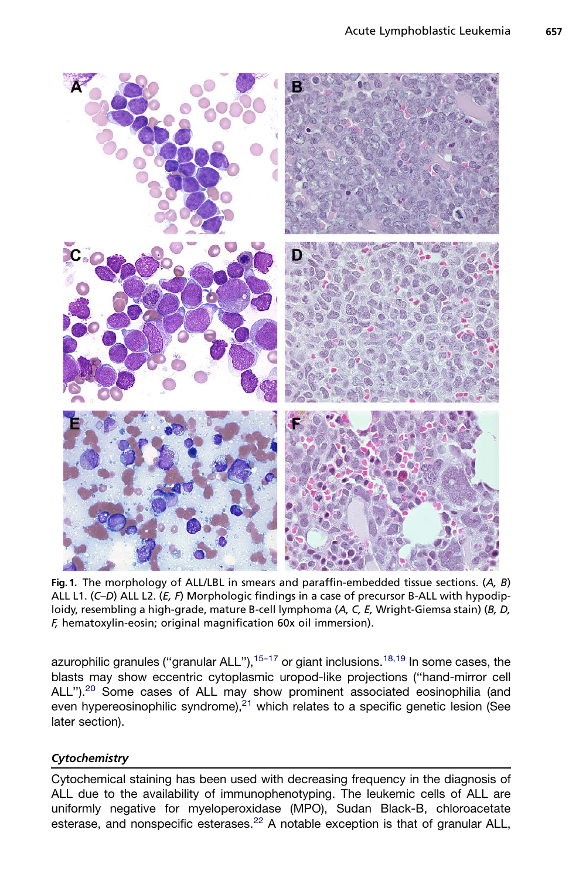**Fig. 1.** The morphology of ALL/LBL in smears and paraffin-embedded tissue sections. (*A, B*) ALL L1. (*C–D*) ALL L2. (*E, F*) Morphologic findings in a case of precursor B-ALL with hypodiploidy, resembling a high-grade, mature B-cell lymphoma (*A, C, E,* Wright-Giemsa stain) (*B, D, F,* hematoxylin-eosin; original magnification 60x oil immersion).

azurophilic granules ("granular ALL"),[15–17] or giant inclusions.[18,19] In some cases, the blasts may show eccentric cytoplasmic uropod-like projections ("hand-mirror cell ALL").[20] Some cases of ALL may show prominent associated eosinophilia (and even hypereosinophilic syndrome),[21] which relates to a specific genetic lesion (See later section).

### *Cytochemistry*

Cytochemical staining has been used with decreasing frequency in the diagnosis of ALL due to the availability of immunophenotyping. The leukemic cells of ALL are uniformly negative for myeloperoxidase (MPO), Sudan Black-B, chloroacetate esterase, and nonspecific esterases.[22] A notable exception is that of granular ALL,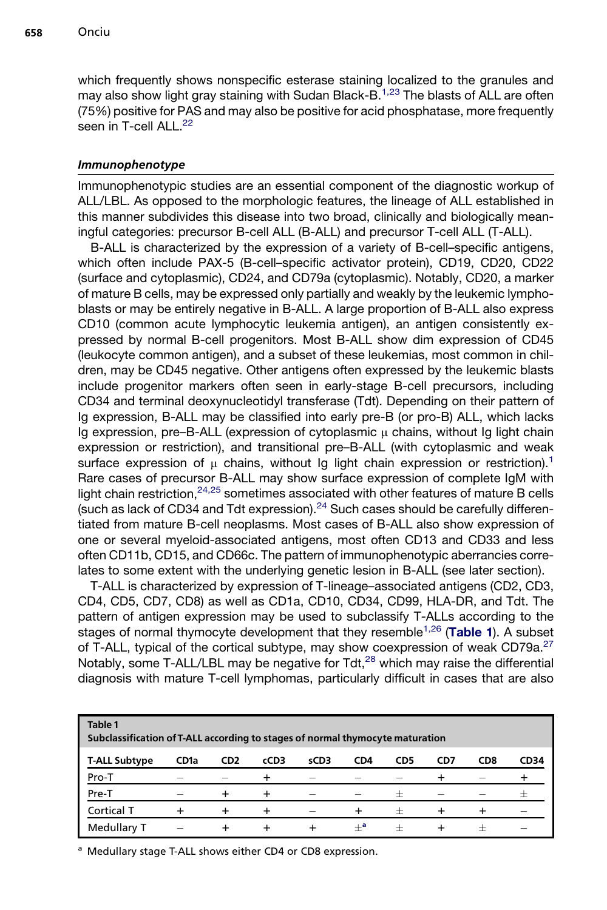which frequently shows nonspecific esterase staining localized to the granules and may also show light gray staining with Sudan Black-B.[1,23] The blasts of ALL are often (75%) positive for PAS and may also be positive for acid phosphatase, more frequently seen in T-cell ALL.[22]

### *Immunophenotype*

Immunophenotypic studies are an essential component of the diagnostic workup of ALL/LBL. As opposed to the morphologic features, the lineage of ALL established in this manner subdivides this disease into two broad, clinically and biologically meaningful categories: precursor B-cell ALL (B-ALL) and precursor T-cell ALL (T-ALL).

B-ALL is characterized by the expression of a variety of B-cell–specific antigens, which often include PAX-5 (B-cell–specific activator protein), CD19, CD20, CD22 (surface and cytoplasmic), CD24, and CD79a (cytoplasmic). Notably, CD20, a marker of mature B cells, may be expressed only partially and weakly by the leukemic lymphoblasts or may be entirely negative in B-ALL. A large proportion of B-ALL also express CD10 (common acute lymphocytic leukemia antigen), an antigen consistently expressed by normal B-cell progenitors. Most B-ALL show dim expression of CD45 (leukocyte common antigen), and a subset of these leukemias, most common in children, may be CD45 negative. Other antigens often expressed by the leukemic blasts include progenitor markers often seen in early-stage B-cell precursors, including CD34 and terminal deoxynucleotidyl transferase (Tdt). Depending on their pattern of Ig expression, B-ALL may be classified into early pre-B (or pro-B) ALL, which lacks Ig expression, pre–B-ALL (expression of cytoplasmic $\mu$ chains, without Ig light chain expression or restriction), and transitional pre–B-ALL (with cytoplasmic and weak surface expression of $\mu$ chains, without Ig light chain expression or restriction).[1] Rare cases of precursor B-ALL may show surface expression of complete IgM with light chain restriction,[24,25] sometimes associated with other features of mature B cells (such as lack of CD34 and Tdt expression).[24] Such cases should be carefully differentiated from mature B-cell neoplasms. Most cases of B-ALL also show expression of one or several myeloid-associated antigens, most often CD13 and CD33 and less often CD11b, CD15, and CD66c. The pattern of immunophenotypic aberrancies correlates to some extent with the underlying genetic lesion in B-ALL (see later section).

T-ALL is characterized by expression of T-lineage–associated antigens (CD2, CD3, CD4, CD5, CD7, CD8) as well as CD1a, CD10, CD34, CD99, HLA-DR, and Tdt. The pattern of antigen expression may be used to subclassify T-ALLs according to the stages of normal thymocyte development that they resemble[1,26] (**Table 1**). A subset of T-ALL, typical of the cortical subtype, may show coexpression of weak CD79a.[27] Notably, some T-ALL/LBL may be negative for Tdt,[28] which may raise the differential diagnosis with mature T-cell lymphomas, particularly difficult in cases that are also

**Table 1**
**Subclassification of T-ALL according to stages of normal thymocyte maturation**

| T-ALL Subtype | CD1a | CD2 | cCD3 | sCD3 | CD4 | CD5 | CD7 | CD8 | CD34 |
|---|---|---|---|---|---|---|---|---|---|
| Pro-T | – | – | + | – | – | – | + | – | + |
| Pre-T | – | + | + | – | – | ± | – | – | ± |
| Cortical T | + | + | + | – | + | ± | + | + | – |
| Medullary T | – | + | + | + | ±[a] | ± | + | ± | – |

[a] Medullary stage T-ALL shows either CD4 or CD8 expression.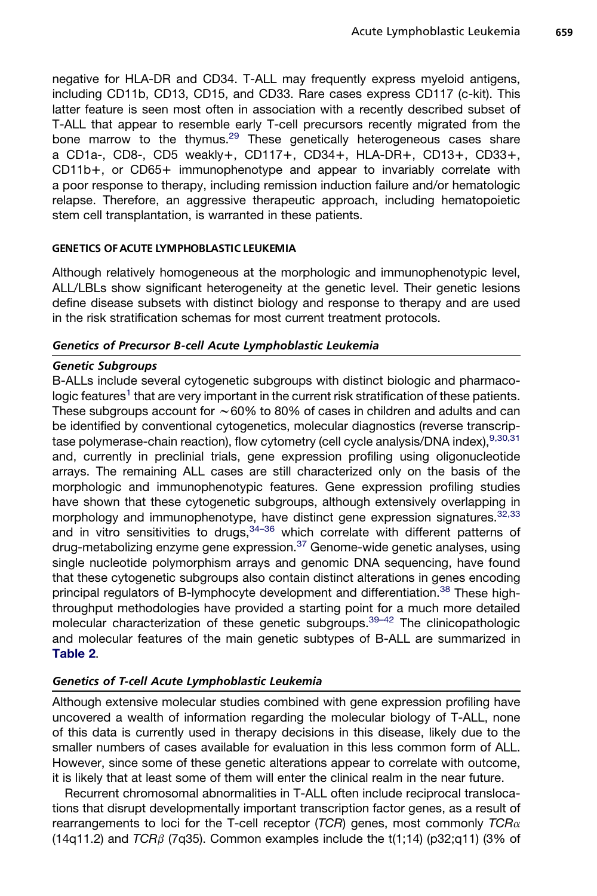negative for HLA-DR and CD34. T-ALL may frequently express myeloid antigens, including CD11b, CD13, CD15, and CD33. Rare cases express CD117 (c-kit). This latter feature is seen most often in association with a recently described subset of T-ALL that appear to resemble early T-cell precursors recently migrated from the bone marrow to the thymus.[29] These genetically heterogeneous cases share a CD1a-, CD8-, CD5 weakly+, CD117+, CD34+, HLA-DR+, CD13+, CD33+, CD11b+, or CD65+ immunophenotype and appear to invariably correlate with a poor response to therapy, including remission induction failure and/or hematologic relapse. Therefore, an aggressive therapeutic approach, including hematopoietic stem cell transplantation, is warranted in these patients.

## GENETICS OF ACUTE LYMPHOBLASTIC LEUKEMIA

Although relatively homogeneous at the morphologic and immunophenotypic level, ALL/LBLs show significant heterogeneity at the genetic level. Their genetic lesions define disease subsets with distinct biology and response to therapy and are used in the risk stratification schemas for most current treatment protocols.

### *Genetics of Precursor B-cell Acute Lymphoblastic Leukemia*

#### *Genetic Subgroups*

B-ALLs include several cytogenetic subgroups with distinct biologic and pharmacologic features[1] that are very important in the current risk stratification of these patients. These subgroups account for ~60% to 80% of cases in children and adults and can be identified by conventional cytogenetics, molecular diagnostics (reverse transcriptase polymerase-chain reaction), flow cytometry (cell cycle analysis/DNA index),[9,30,31] and, currently in preclinial trials, gene expression profiling using oligonucleotide arrays. The remaining ALL cases are still characterized only on the basis of the morphologic and immunophenotypic features. Gene expression profiling studies have shown that these cytogenetic subgroups, although extensively overlapping in morphology and immunophenotype, have distinct gene expression signatures.[32,33] and in vitro sensitivities to drugs,[34–36] which correlate with different patterns of drug-metabolizing enzyme gene expression.[37] Genome-wide genetic analyses, using single nucleotide polymorphism arrays and genomic DNA sequencing, have found that these cytogenetic subgroups also contain distinct alterations in genes encoding principal regulators of B-lymphocyte development and differentiation.[38] These high-throughput methodologies have provided a starting point for a much more detailed molecular characterization of these genetic subgroups.[39–42] The clinicopathologic and molecular features of the main genetic subtypes of B-ALL are summarized in **Table 2**.

### *Genetics of T-cell Acute Lymphoblastic Leukemia*

Although extensive molecular studies combined with gene expression profiling have uncovered a wealth of information regarding the molecular biology of T-ALL, none of this data is currently used in therapy decisions in this disease, likely due to the smaller numbers of cases available for evaluation in this less common form of ALL. However, since some of these genetic alterations appear to correlate with outcome, it is likely that at least some of them will enter the clinical realm in the near future.

Recurrent chromosomal abnormalities in T-ALL often include reciprocal translocations that disrupt developmentally important transcription factor genes, as a result of rearrangements to loci for the T-cell receptor (*TCR*) genes, most commonly $TCR\alpha$ (14q11.2) and $TCR\beta$ (7q35). Common examples include the t(1;14) (p32;q11) (3% of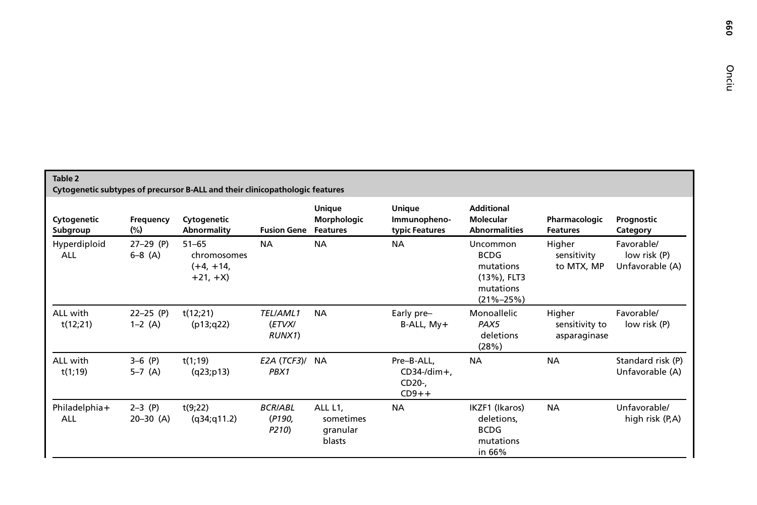**Table 2**
**Cytogenetic subtypes of precursor B-ALL and their clinicopathologic features**

| Cytogenetic Subgroup | Frequency (%) | Cytogenetic Abnormality | Fusion Gene | Unique Morphologic Features | Unique Immunophenotypic Features | Additional Molecular Abnormalities | Pharmacologic Features | Prognostic Category |
|---|---|---|---|---|---|---|---|---|
| Hyperdiploid ALL | 27–29 (P) 6–8 (A) | 51–65 chromosomes (+4, +14, +21, +X) | NA | NA | NA | Uncommon BCDG mutations (13%), FLT3 mutations (21%–25%) | Higher sensitivity to MTX, MP | Favorable/ low risk (P) Unfavorable (A) |
| ALL with t(12;21) | 22–25 (P) 1–2 (A) | t(12;21) (p13;q22) | *TEL/AML1* (*ETVX/ RUNX1*) | NA | Early pre–B-ALL, My+ | Monoallelic *PAX5* deletions (28%) | Higher sensitivity to asparaginase | Favorable/ low risk (P) |
| ALL with t(1;19) | 3–6 (P) 5–7 (A) | t(1;19) (q23;p13) | *E2A* (*TCF3*)/ *PBX1* | NA | Pre–B-ALL, CD34-/dim+, CD20-, CD9++ | NA | NA | Standard risk (P) Unfavorable (A) |
| Philadelphia+ ALL | 2–3 (P) 20–30 (A) | t(9;22) (q34;q11.2) | *BCR/ABL* (*P190, P210*) | ALL L1, sometimes granular blasts | NA | IKZF1 (Ikaros) deletions, BCDG mutations in 66% | NA | Unfavorable/ high risk (P,A) |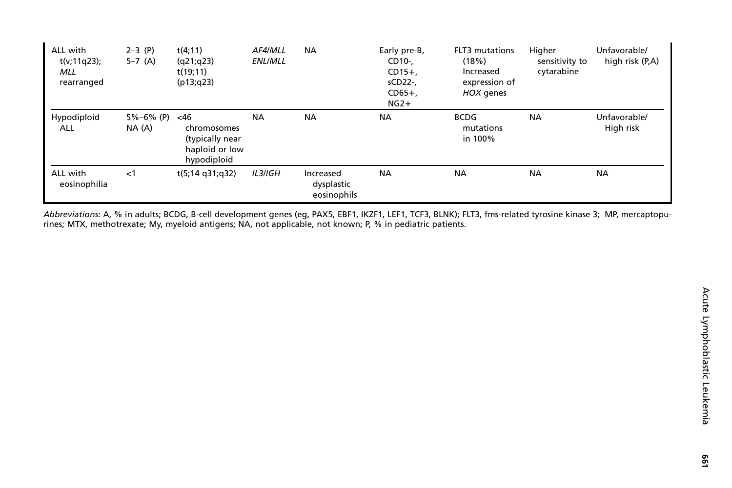| | | | | | | | | |
|---|---|---|---|---|---|---|---|---|
| ALL with t(v;11q23); *MLL* rearranged | 2–3 (P) 5–7 (A) | t(4;11) (q21;q23) t(19;11) (p13;q23) | *AF4/MLL* *ENL/MLL* | NA | Early pre-B, CD10-, CD15+, sCD22-, CD65+, NG2+ | FLT3 mutations (18%) Increased expression of *HOX* genes | Higher sensitivity to cytarabine | Unfavorable/ high risk (P,A) |
| Hypodiploid ALL | 5%–6% (P) NA (A) | <46 chromosomes (typically near haploid or low hypodiploid | NA | NA | NA | BCDG mutations in 100% | NA | Unfavorable/ High risk |
| ALL with eosinophilia | <1 | t(5;14 q31;q32) | *IL3/IGH* | Increased dysplastic eosinophils | NA | NA | NA | NA |

*Abbreviations:* A, % in adults; BCDG, B-cell development genes (eg, PAX5, EBF1, IKZF1, LEF1, TCF3, BLNK); FLT3, fms-related tyrosine kinase 3; MP, mercaptopurines; MTX, methotrexate; My, myeloid antigens; NA, not applicable, not known; P, % in pediatric patients.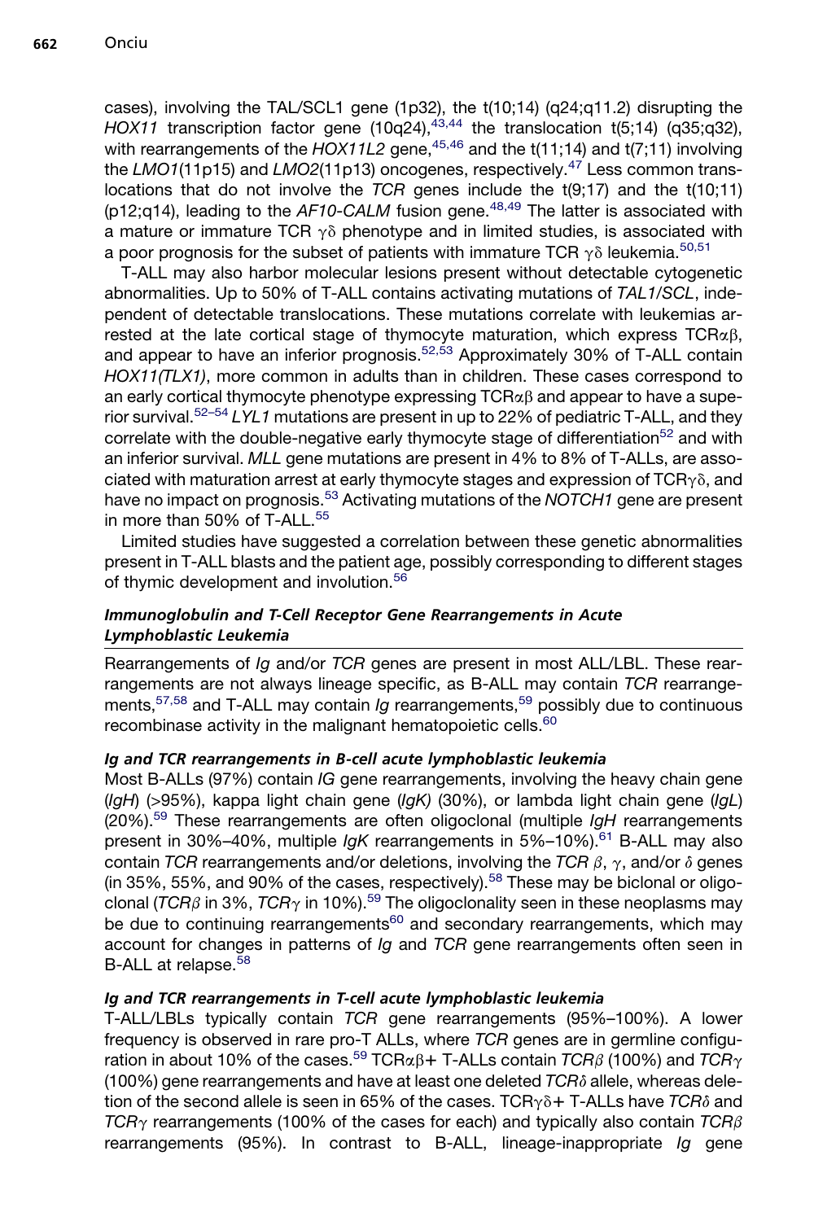cases), involving the TAL/SCL1 gene (1p32), the t(10;14) (q24;q11.2) disrupting the *HOX11* transcription factor gene (10q24),[43,44] the translocation t(5;14) (q35;q32), with rearrangements of the *HOX11L2* gene,[45,46] and the t(11;14) and t(7;11) involving the *LMO1*(11p15) and *LMO2*(11p13) oncogenes, respectively.[47] Less common translocations that do not involve the *TCR* genes include the t(9;17) and the t(10;11) (p12;q14), leading to the *AF10-CALM* fusion gene.[48,49] The latter is associated with a mature or immature TCR $\gamma\delta$ phenotype and in limited studies, is associated with a poor prognosis for the subset of patients with immature TCR $\gamma\delta$ leukemia.[50,51]

T-ALL may also harbor molecular lesions present without detectable cytogenetic abnormalities. Up to 50% of T-ALL contains activating mutations of *TAL1/SCL*, independent of detectable translocations. These mutations correlate with leukemias arrested at the late cortical stage of thymocyte maturation, which express TCR$\alpha\beta$, and appear to have an inferior prognosis.[52,53] Approximately 30% of T-ALL contain *HOX11(TLX1)*, more common in adults than in children. These cases correspond to an early cortical thymocyte phenotype expressing TCR$\alpha\beta$ and appear to have a superior survival.[52–54] *LYL1* mutations are present in up to 22% of pediatric T-ALL, and they correlate with the double-negative early thymocyte stage of differentiation[52] and with an inferior survival. *MLL* gene mutations are present in 4% to 8% of T-ALLs, are associated with maturation arrest at early thymocyte stages and expression of TCR$\gamma\delta$, and have no impact on prognosis.[53] Activating mutations of the *NOTCH1* gene are present in more than 50% of T-ALL.[55]

Limited studies have suggested a correlation between these genetic abnormalities present in T-ALL blasts and the patient age, possibly corresponding to different stages of thymic development and involution.[56]

### *Immunoglobulin and T-Cell Receptor Gene Rearrangements in Acute Lymphoblastic Leukemia*

Rearrangements of *Ig* and/or *TCR* genes are present in most ALL/LBL. These rearrangements are not always lineage specific, as B-ALL may contain *TCR* rearrangements,[57,58] and T-ALL may contain *Ig* rearrangements,[59] possibly due to continuous recombinase activity in the malignant hematopoietic cells.[60]

#### *Ig and TCR rearrangements in B-cell acute lymphoblastic leukemia*

Most B-ALLs (97%) contain *IG* gene rearrangements, involving the heavy chain gene (*IgH*) (>95%), kappa light chain gene (*IgK*) (30%), or lambda light chain gene (*IgL*) (20%).[59] These rearrangements are often oligoclonal (multiple *IgH* rearrangements present in 30%–40%, multiple *IgK* rearrangements in 5%–10%).[61] B-ALL may also contain *TCR* rearrangements and/or deletions, involving the *TCR* $\beta$, $\gamma$, and/or $\delta$ genes (in 35%, 55%, and 90% of the cases, respectively).[58] These may be biclonal or oligoclonal (*TCR*$\beta$ in 3%, *TCR*$\gamma$ in 10%).[59] The oligoclonality seen in these neoplasms may be due to continuing rearrangements[60] and secondary rearrangements, which may account for changes in patterns of *Ig* and *TCR* gene rearrangements often seen in B-ALL at relapse.[58]

#### *Ig and TCR rearrangements in T-cell acute lymphoblastic leukemia*

T-ALL/LBLs typically contain *TCR* gene rearrangements (95%–100%). A lower frequency is observed in rare pro-T ALLs, where *TCR* genes are in germline configuration in about 10% of the cases.[59] TCR$\alpha\beta$+ T-ALLs contain *TCR*$\beta$ (100%) and *TCR*$\gamma$ (100%) gene rearrangements and have at least one deleted *TCR*$\delta$ allele, whereas deletion of the second allele is seen in 65% of the cases. TCR$\gamma\delta$+ T-ALLs have *TCR*$\delta$ and *TCR*$\gamma$ rearrangements (100% of the cases for each) and typically also contain *TCR*$\beta$ rearrangements (95%). In contrast to B-ALL, lineage-inappropriate *Ig* gene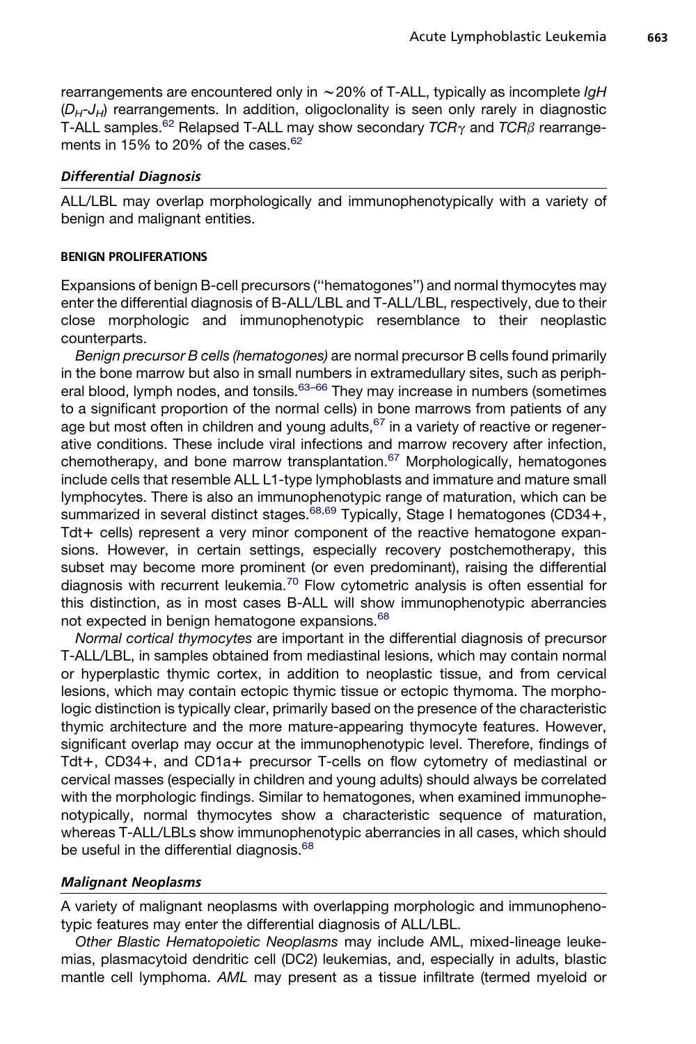rearrangements are encountered only in ~20% of T-ALL, typically as incomplete *IgH* ($D_H$-$J_H$) rearrangements. In addition, oligoclonality is seen only rarely in diagnostic T-ALL samples.[62] Relapsed T-ALL may show secondary *TCRγ* and *TCRβ* rearrangements in 15% to 20% of the cases.[62]

### *Differential Diagnosis*

ALL/LBL may overlap morphologically and immunophenotypically with a variety of benign and malignant entities.

#### BENIGN PROLIFERATIONS

Expansions of benign B-cell precursors ("hematogones") and normal thymocytes may enter the differential diagnosis of B-ALL/LBL and T-ALL/LBL, respectively, due to their close morphologic and immunophenotypic resemblance to their neoplastic counterparts.

*Benign precursor B cells (hematogones)* are normal precursor B cells found primarily in the bone marrow but also in small numbers in extramedullary sites, such as peripheral blood, lymph nodes, and tonsils.[63–66] They may increase in numbers (sometimes to a significant proportion of the normal cells) in bone marrows from patients of any age but most often in children and young adults,[67] in a variety of reactive or regenerative conditions. These include viral infections and marrow recovery after infection, chemotherapy, and bone marrow transplantation.[67] Morphologically, hematogones include cells that resemble ALL L1-type lymphoblasts and immature and mature small lymphocytes. There is also an immunophenotypic range of maturation, which can be summarized in several distinct stages.[68,69] Typically, Stage I hematogones (CD34+, Tdt+ cells) represent a very minor component of the reactive hematogone expansions. However, in certain settings, especially recovery postchemotherapy, this subset may become more prominent (or even predominant), raising the differential diagnosis with recurrent leukemia.[70] Flow cytometric analysis is often essential for this distinction, as in most cases B-ALL will show immunophenotypic aberrancies not expected in benign hematogone expansions.[68]

*Normal cortical thymocytes* are important in the differential diagnosis of precursor T-ALL/LBL, in samples obtained from mediastinal lesions, which may contain normal or hyperplastic thymic cortex, in addition to neoplastic tissue, and from cervical lesions, which may contain ectopic thymic tissue or ectopic thymoma. The morphologic distinction is typically clear, primarily based on the presence of the characteristic thymic architecture and the more mature-appearing thymocyte features. However, significant overlap may occur at the immunophenotypic level. Therefore, findings of Tdt+, CD34+, and CD1a+ precursor T-cells on flow cytometry of mediastinal or cervical masses (especially in children and young adults) should always be correlated with the morphologic findings. Similar to hematogones, when examined immunophenotypically, normal thymocytes show a characteristic sequence of maturation, whereas T-ALL/LBLs show immunophenotypic aberrancies in all cases, which should be useful in the differential diagnosis.[68]

### *Malignant Neoplasms*

A variety of malignant neoplasms with overlapping morphologic and immunophenotypic features may enter the differential diagnosis of ALL/LBL.

*Other Blastic Hematopoietic Neoplasms* may include AML, mixed-lineage leukemias, plasmacytoid dendritic cell (DC2) leukemias, and, especially in adults, blastic mantle cell lymphoma. *AML* may present as a tissue infiltrate (termed myeloid or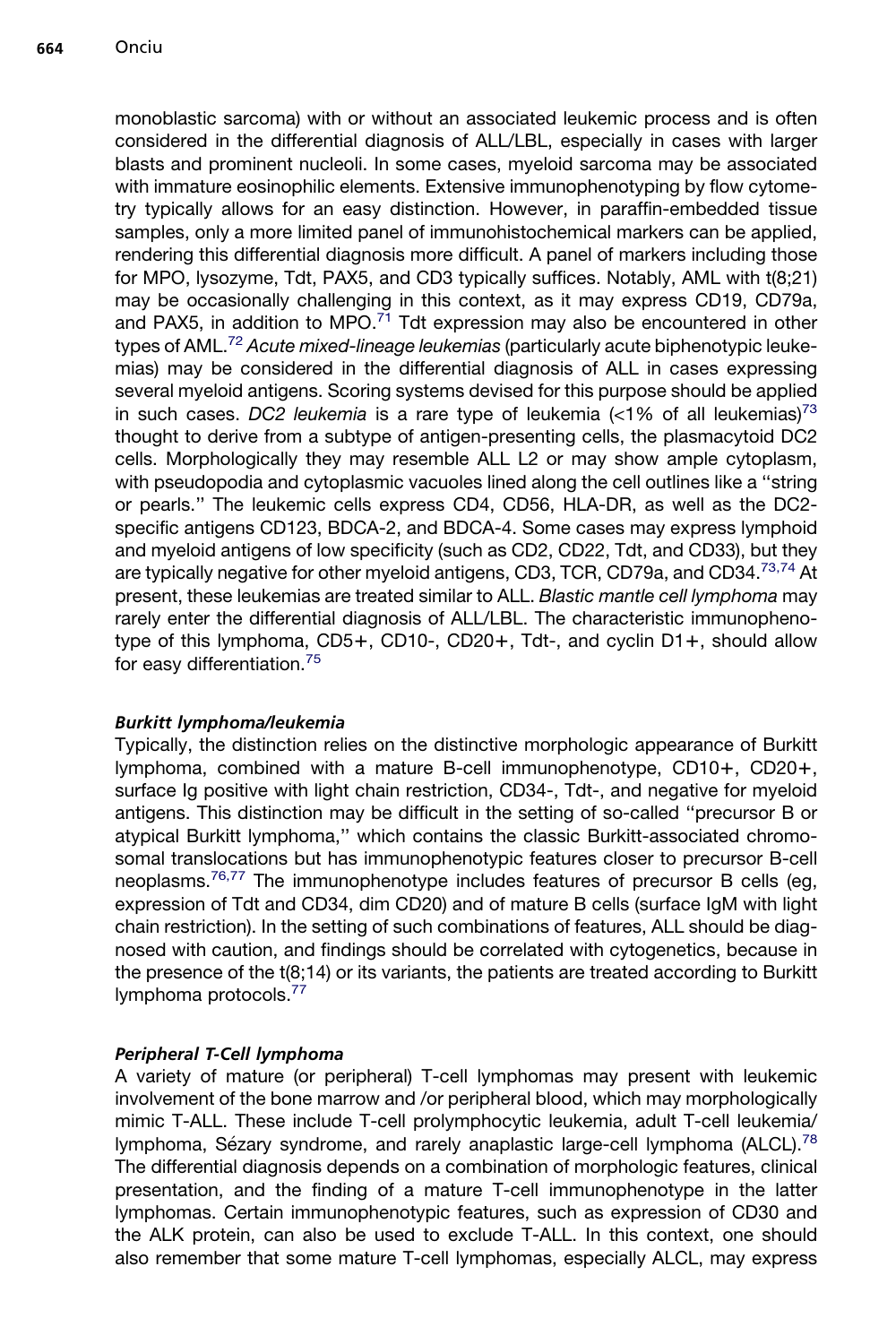monoblastic sarcoma) with or without an associated leukemic process and is often considered in the differential diagnosis of ALL/LBL, especially in cases with larger blasts and prominent nucleoli. In some cases, myeloid sarcoma may be associated with immature eosinophilic elements. Extensive immunophenotyping by flow cytometry typically allows for an easy distinction. However, in paraffin-embedded tissue samples, only a more limited panel of immunohistochemical markers can be applied, rendering this differential diagnosis more difficult. A panel of markers including those for MPO, lysozyme, Tdt, PAX5, and CD3 typically suffices. Notably, AML with t(8;21) may be occasionally challenging in this context, as it may express CD19, CD79a, and PAX5, in addition to MPO.[71] Tdt expression may also be encountered in other types of AML.[72] *Acute mixed-lineage leukemias* (particularly acute biphenotypic leukemias) may be considered in the differential diagnosis of ALL in cases expressing several myeloid antigens. Scoring systems devised for this purpose should be applied in such cases. *DC2 leukemia* is a rare type of leukemia (<1% of all leukemias)[73] thought to derive from a subtype of antigen-presenting cells, the plasmacytoid DC2 cells. Morphologically they may resemble ALL L2 or may show ample cytoplasm, with pseudopodia and cytoplasmic vacuoles lined along the cell outlines like a "string or pearls." The leukemic cells express CD4, CD56, HLA-DR, as well as the DC2-specific antigens CD123, BDCA-2, and BDCA-4. Some cases may express lymphoid and myeloid antigens of low specificity (such as CD2, CD22, Tdt, and CD33), but they are typically negative for other myeloid antigens, CD3, TCR, CD79a, and CD34.[73,74] At present, these leukemias are treated similar to ALL. *Blastic mantle cell lymphoma* may rarely enter the differential diagnosis of ALL/LBL. The characteristic immunophenotype of this lymphoma, CD5+, CD10-, CD20+, Tdt-, and cyclin D1+, should allow for easy differentiation.[75]

#### *Burkitt lymphoma/leukemia*

Typically, the distinction relies on the distinctive morphologic appearance of Burkitt lymphoma, combined with a mature B-cell immunophenotype, CD10+, CD20+, surface Ig positive with light chain restriction, CD34-, Tdt-, and negative for myeloid antigens. This distinction may be difficult in the setting of so-called "precursor B or atypical Burkitt lymphoma," which contains the classic Burkitt-associated chromosomal translocations but has immunophenotypic features closer to precursor B-cell neoplasms.[76,77] The immunophenotype includes features of precursor B cells (eg, expression of Tdt and CD34, dim CD20) and of mature B cells (surface IgM with light chain restriction). In the setting of such combinations of features, ALL should be diagnosed with caution, and findings should be correlated with cytogenetics, because in the presence of the t(8;14) or its variants, the patients are treated according to Burkitt lymphoma protocols.[77]

#### *Peripheral T-Cell lymphoma*

A variety of mature (or peripheral) T-cell lymphomas may present with leukemic involvement of the bone marrow and /or peripheral blood, which may morphologically mimic T-ALL. These include T-cell prolymphocytic leukemia, adult T-cell leukemia/lymphoma, Sézary syndrome, and rarely anaplastic large-cell lymphoma (ALCL).[78] The differential diagnosis depends on a combination of morphologic features, clinical presentation, and the finding of a mature T-cell immunophenotype in the latter lymphomas. Certain immunophenotypic features, such as expression of CD30 and the ALK protein, can also be used to exclude T-ALL. In this context, one should also remember that some mature T-cell lymphomas, especially ALCL, may express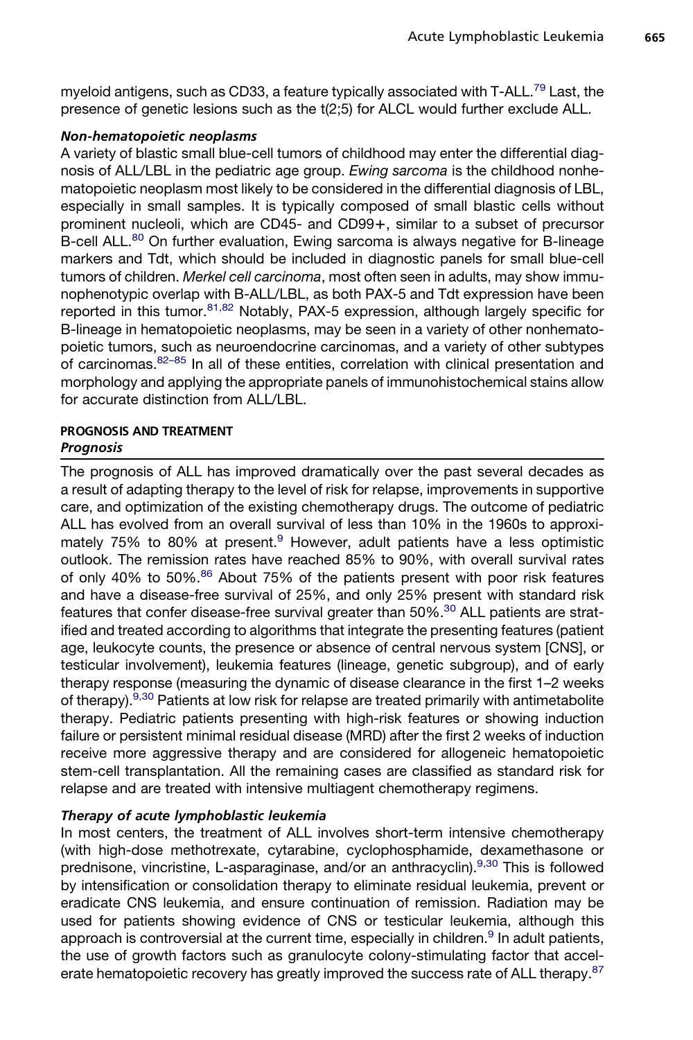myeloid antigens, such as CD33, a feature typically associated with T-ALL.[79] Last, the presence of genetic lesions such as the t(2;5) for ALCL would further exclude ALL.

#### *Non-hematopoietic neoplasms*

A variety of blastic small blue-cell tumors of childhood may enter the differential diagnosis of ALL/LBL in the pediatric age group. *Ewing sarcoma* is the childhood nonhematopoietic neoplasm most likely to be considered in the differential diagnosis of LBL, especially in small samples. It is typically composed of small blastic cells without prominent nucleoli, which are CD45- and CD99+, similar to a subset of precursor B-cell ALL.[80] On further evaluation, Ewing sarcoma is always negative for B-lineage markers and Tdt, which should be included in diagnostic panels for small blue-cell tumors of children. *Merkel cell carcinoma*, most often seen in adults, may show immunophenotypic overlap with B-ALL/LBL, as both PAX-5 and Tdt expression have been reported in this tumor.[81,82] Notably, PAX-5 expression, although largely specific for B-lineage in hematopoietic neoplasms, may be seen in a variety of other nonhematopoietic tumors, such as neuroendocrine carcinomas, and a variety of other subtypes of carcinomas.[82–85] In all of these entities, correlation with clinical presentation and morphology and applying the appropriate panels of immunohistochemical stains allow for accurate distinction from ALL/LBL.

## PROGNOSIS AND TREATMENT

### *Prognosis*

The prognosis of ALL has improved dramatically over the past several decades as a result of adapting therapy to the level of risk for relapse, improvements in supportive care, and optimization of the existing chemotherapy drugs. The outcome of pediatric ALL has evolved from an overall survival of less than 10% in the 1960s to approximately 75% to 80% at present.[9] However, adult patients have a less optimistic outlook. The remission rates have reached 85% to 90%, with overall survival rates of only 40% to 50%.[86] About 75% of the patients present with poor risk features and have a disease-free survival of 25%, and only 25% present with standard risk features that confer disease-free survival greater than 50%.[30] ALL patients are stratified and treated according to algorithms that integrate the presenting features (patient age, leukocyte counts, the presence or absence of central nervous system [CNS], or testicular involvement), leukemia features (lineage, genetic subgroup), and of early therapy response (measuring the dynamic of disease clearance in the first 1–2 weeks of therapy).[9,30] Patients at low risk for relapse are treated primarily with antimetabolite therapy. Pediatric patients presenting with high-risk features or showing induction failure or persistent minimal residual disease (MRD) after the first 2 weeks of induction receive more aggressive therapy and are considered for allogeneic hematopoietic stem-cell transplantation. All the remaining cases are classified as standard risk for relapse and are treated with intensive multiagent chemotherapy regimens.

### *Therapy of acute lymphoblastic leukemia*

In most centers, the treatment of ALL involves short-term intensive chemotherapy (with high-dose methotrexate, cytarabine, cyclophosphamide, dexamethasone or prednisone, vincristine, L-asparaginase, and/or an anthracyclin).[9,30] This is followed by intensification or consolidation therapy to eliminate residual leukemia, prevent or eradicate CNS leukemia, and ensure continuation of remission. Radiation may be used for patients showing evidence of CNS or testicular leukemia, although this approach is controversial at the current time, especially in children.[9] In adult patients, the use of growth factors such as granulocyte colony-stimulating factor that accelerate hematopoietic recovery has greatly improved the success rate of ALL therapy.[87]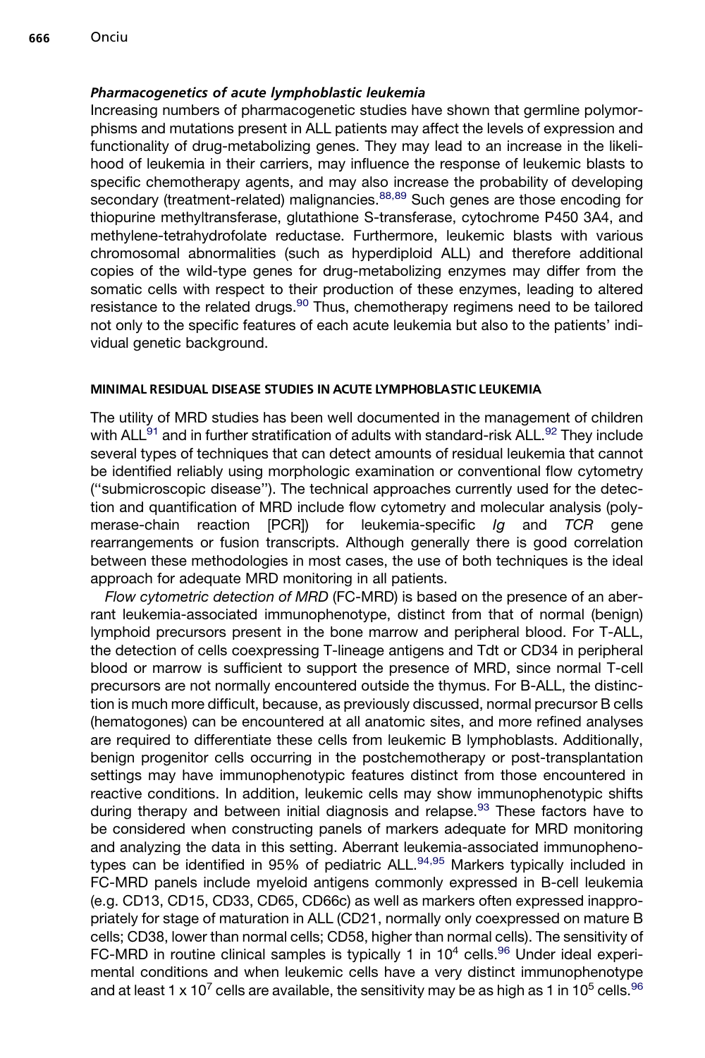### *Pharmacogenetics of acute lymphoblastic leukemia*

Increasing numbers of pharmacogenetic studies have shown that germline polymorphisms and mutations present in ALL patients may affect the levels of expression and functionality of drug-metabolizing genes. They may lead to an increase in the likelihood of leukemia in their carriers, may influence the response of leukemic blasts to specific chemotherapy agents, and may also increase the probability of developing secondary (treatment-related) malignancies.[88,89] Such genes are those encoding for thiopurine methyltransferase, glutathione S-transferase, cytochrome P450 3A4, and methylene-tetrahydrofolate reductase. Furthermore, leukemic blasts with various chromosomal abnormalities (such as hyperdiploid ALL) and therefore additional copies of the wild-type genes for drug-metabolizing enzymes may differ from the somatic cells with respect to their production of these enzymes, leading to altered resistance to the related drugs.[90] Thus, chemotherapy regimens need to be tailored not only to the specific features of each acute leukemia but also to the patients' individual genetic background.

## MINIMAL RESIDUAL DISEASE STUDIES IN ACUTE LYMPHOBLASTIC LEUKEMIA

The utility of MRD studies has been well documented in the management of children with ALL[91] and in further stratification of adults with standard-risk ALL.[92] They include several types of techniques that can detect amounts of residual leukemia that cannot be identified reliably using morphologic examination or conventional flow cytometry ("submicroscopic disease"). The technical approaches currently used for the detection and quantification of MRD include flow cytometry and molecular analysis (polymerase-chain reaction [PCR]) for leukemia-specific *Ig* and *TCR* gene rearrangements or fusion transcripts. Although generally there is good correlation between these methodologies in most cases, the use of both techniques is the ideal approach for adequate MRD monitoring in all patients.

*Flow cytometric detection of MRD* (FC-MRD) is based on the presence of an aberrant leukemia-associated immunophenotype, distinct from that of normal (benign) lymphoid precursors present in the bone marrow and peripheral blood. For T-ALL, the detection of cells coexpressing T-lineage antigens and Tdt or CD34 in peripheral blood or marrow is sufficient to support the presence of MRD, since normal T-cell precursors are not normally encountered outside the thymus. For B-ALL, the distinction is much more difficult, because, as previously discussed, normal precursor B cells (hematogones) can be encountered at all anatomic sites, and more refined analyses are required to differentiate these cells from leukemic B lymphoblasts. Additionally, benign progenitor cells occurring in the postchemotherapy or post-transplantation settings may have immunophenotypic features distinct from those encountered in reactive conditions. In addition, leukemic cells may show immunophenotypic shifts during therapy and between initial diagnosis and relapse.[93] These factors have to be considered when constructing panels of markers adequate for MRD monitoring and analyzing the data in this setting. Aberrant leukemia-associated immunophenotypes can be identified in 95% of pediatric ALL.[94,95] Markers typically included in FC-MRD panels include myeloid antigens commonly expressed in B-cell leukemia (e.g. CD13, CD15, CD33, CD65, CD66c) as well as markers often expressed inappropriately for stage of maturation in ALL (CD21, normally only coexpressed on mature B cells; CD38, lower than normal cells; CD58, higher than normal cells). The sensitivity of FC-MRD in routine clinical samples is typically 1 in $10^4$ cells.[96] Under ideal experimental conditions and when leukemic cells have a very distinct immunophenotype and at least 1 x $10^7$ cells are available, the sensitivity may be as high as 1 in $10^5$ cells.[96]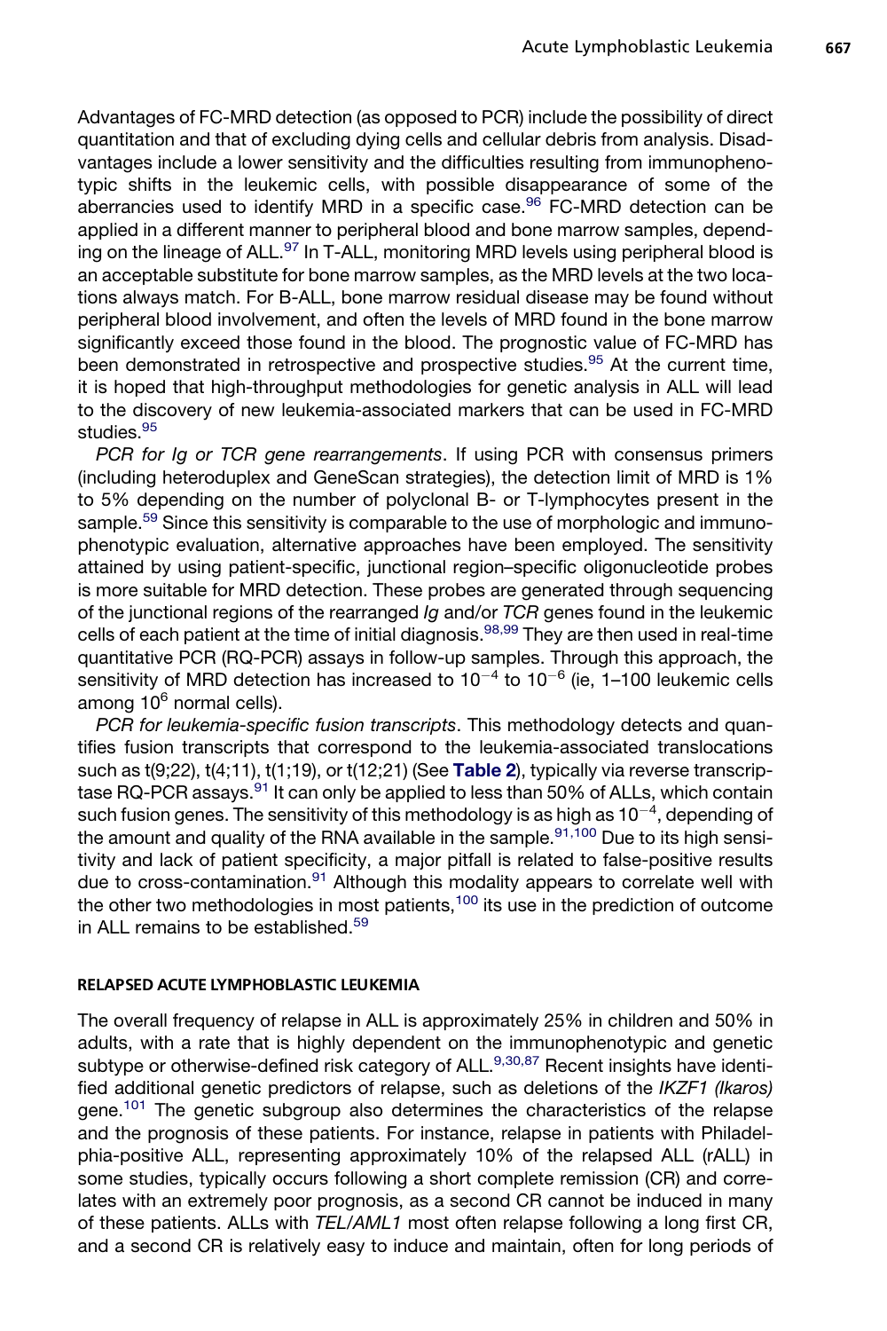Advantages of FC-MRD detection (as opposed to PCR) include the possibility of direct quantitation and that of excluding dying cells and cellular debris from analysis. Disadvantages include a lower sensitivity and the difficulties resulting from immunophenotypic shifts in the leukemic cells, with possible disappearance of some of the aberrancies used to identify MRD in a specific case.[96] FC-MRD detection can be applied in a different manner to peripheral blood and bone marrow samples, depending on the lineage of ALL.[97] In T-ALL, monitoring MRD levels using peripheral blood is an acceptable substitute for bone marrow samples, as the MRD levels at the two locations always match. For B-ALL, bone marrow residual disease may be found without peripheral blood involvement, and often the levels of MRD found in the bone marrow significantly exceed those found in the blood. The prognostic value of FC-MRD has been demonstrated in retrospective and prospective studies.[95] At the current time, it is hoped that high-throughput methodologies for genetic analysis in ALL will lead to the discovery of new leukemia-associated markers that can be used in FC-MRD studies.[95]

*PCR for Ig or TCR gene rearrangements*. If using PCR with consensus primers (including heteroduplex and GeneScan strategies), the detection limit of MRD is 1% to 5% depending on the number of polyclonal B- or T-lymphocytes present in the sample.[59] Since this sensitivity is comparable to the use of morphologic and immunophenotypic evaluation, alternative approaches have been employed. The sensitivity attained by using patient-specific, junctional region–specific oligonucleotide probes is more suitable for MRD detection. These probes are generated through sequencing of the junctional regions of the rearranged *Ig* and/or *TCR* genes found in the leukemic cells of each patient at the time of initial diagnosis.[98,99] They are then used in real-time quantitative PCR (RQ-PCR) assays in follow-up samples. Through this approach, the sensitivity of MRD detection has increased to $10^{-4}$ to $10^{-6}$ (ie, 1–100 leukemic cells among $10^{6}$ normal cells).

*PCR for leukemia-specific fusion transcripts*. This methodology detects and quantifies fusion transcripts that correspond to the leukemia-associated translocations such as t(9;22), t(4;11), t(1;19), or t(12;21) (See **Table 2**), typically via reverse transcriptase RQ-PCR assays.[91] It can only be applied to less than 50% of ALLs, which contain such fusion genes. The sensitivity of this methodology is as high as $10^{-4}$, depending of the amount and quality of the RNA available in the sample.[91,100] Due to its high sensitivity and lack of patient specificity, a major pitfall is related to false-positive results due to cross-contamination.[91] Although this modality appears to correlate well with the other two methodologies in most patients,[100] its use in the prediction of outcome in ALL remains to be established.[59]

## RELAPSED ACUTE LYMPHOBLASTIC LEUKEMIA

The overall frequency of relapse in ALL is approximately 25% in children and 50% in adults, with a rate that is highly dependent on the immunophenotypic and genetic subtype or otherwise-defined risk category of ALL.[9,30,87] Recent insights have identified additional genetic predictors of relapse, such as deletions of the *IKZF1 (Ikaros)* gene.[101] The genetic subgroup also determines the characteristics of the relapse and the prognosis of these patients. For instance, relapse in patients with Philadelphia-positive ALL, representing approximately 10% of the relapsed ALL (rALL) in some studies, typically occurs following a short complete remission (CR) and correlates with an extremely poor prognosis, as a second CR cannot be induced in many of these patients. ALLs with *TEL/AML1* most often relapse following a long first CR, and a second CR is relatively easy to induce and maintain, often for long periods of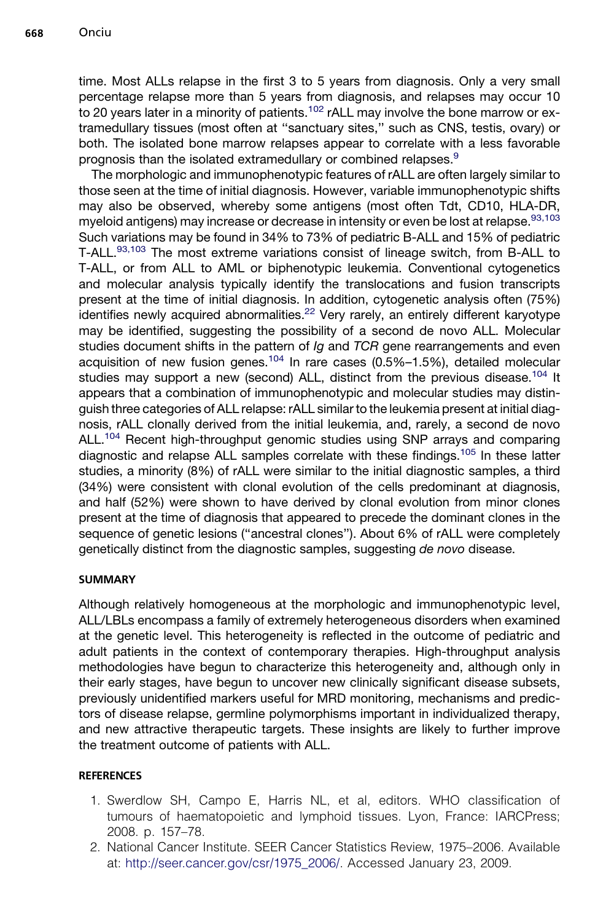time. Most ALLs relapse in the first 3 to 5 years from diagnosis. Only a very small percentage relapse more than 5 years from diagnosis, and relapses may occur 10 to 20 years later in a minority of patients.[102] rALL may involve the bone marrow or extramedullary tissues (most often at ''sanctuary sites,'' such as CNS, testis, ovary) or both. The isolated bone marrow relapses appear to correlate with a less favorable prognosis than the isolated extramedullary or combined relapses.[9]

The morphologic and immunophenotypic features of rALL are often largely similar to those seen at the time of initial diagnosis. However, variable immunophenotypic shifts may also be observed, whereby some antigens (most often Tdt, CD10, HLA-DR, myeloid antigens) may increase or decrease in intensity or even be lost at relapse.[93,103] Such variations may be found in 34% to 73% of pediatric B-ALL and 15% of pediatric T-ALL.[93,103] The most extreme variations consist of lineage switch, from B-ALL to T-ALL, or from ALL to AML or biphenotypic leukemia. Conventional cytogenetics and molecular analysis typically identify the translocations and fusion transcripts present at the time of initial diagnosis. In addition, cytogenetic analysis often (75%) identifies newly acquired abnormalities.[22] Very rarely, an entirely different karyotype may be identified, suggesting the possibility of a second de novo ALL. Molecular studies document shifts in the pattern of *Ig* and *TCR* gene rearrangements and even acquisition of new fusion genes.[104] In rare cases (0.5%–1.5%), detailed molecular studies may support a new (second) ALL, distinct from the previous disease.[104] It appears that a combination of immunophenotypic and molecular studies may distinguish three categories of ALL relapse: rALL similar to the leukemia present at initial diagnosis, rALL clonally derived from the initial leukemia, and, rarely, a second de novo ALL.[104] Recent high-throughput genomic studies using SNP arrays and comparing diagnostic and relapse ALL samples correlate with these findings.[105] In these latter studies, a minority (8%) of rALL were similar to the initial diagnostic samples, a third (34%) were consistent with clonal evolution of the cells predominant at diagnosis, and half (52%) were shown to have derived by clonal evolution from minor clones present at the time of diagnosis that appeared to precede the dominant clones in the sequence of genetic lesions (''ancestral clones''). About 6% of rALL were completely genetically distinct from the diagnostic samples, suggesting *de novo* disease.

## SUMMARY

Although relatively homogeneous at the morphologic and immunophenotypic level, ALL/LBLs encompass a family of extremely heterogeneous disorders when examined at the genetic level. This heterogeneity is reflected in the outcome of pediatric and adult patients in the context of contemporary therapies. High-throughput analysis methodologies have begun to characterize this heterogeneity and, although only in their early stages, have begun to uncover new clinically significant disease subsets, previously unidentified markers useful for MRD monitoring, mechanisms and predictors of disease relapse, germline polymorphisms important in individualized therapy, and new attractive therapeutic targets. These insights are likely to further improve the treatment outcome of patients with ALL.

## REFERENCES

1. Swerdlow SH, Campo E, Harris NL, et al, editors. WHO classification of tumours of haematopoietic and lymphoid tissues. Lyon, France: IARCPress; 2008. p. 157–78.
2. National Cancer Institute. SEER Cancer Statistics Review, 1975–2006. Available at: http://seer.cancer.gov/csr/1975_2006/. Accessed January 23, 2009.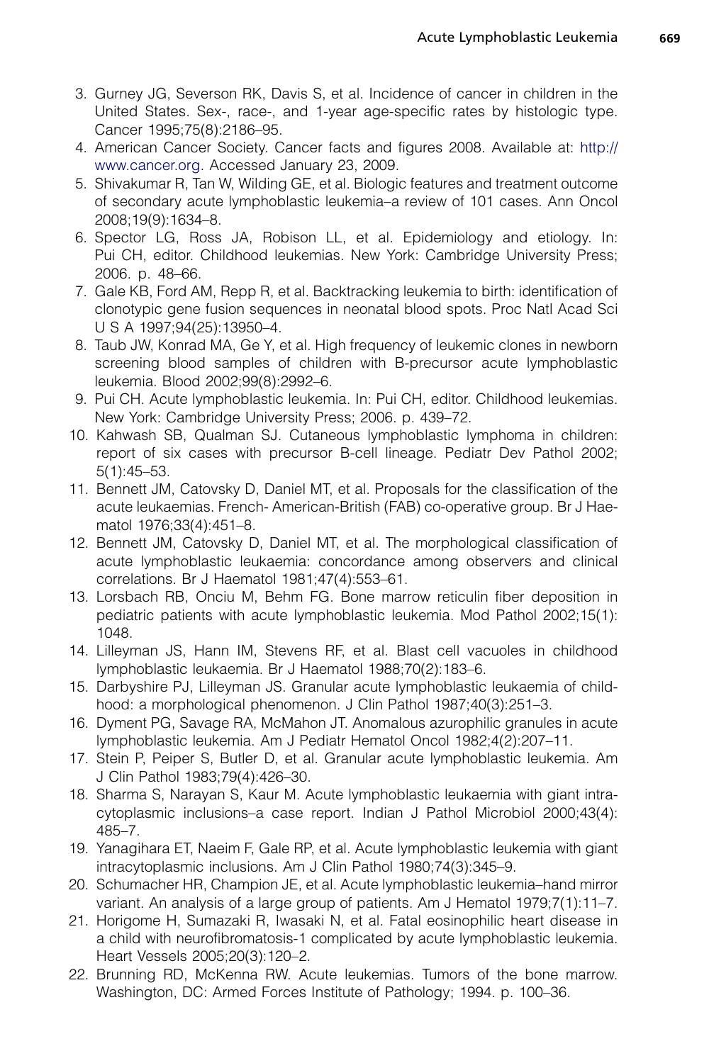3. Gurney JG, Severson RK, Davis S, et al. Incidence of cancer in children in the United States. Sex-, race-, and 1-year age-specific rates by histologic type. Cancer 1995;75(8):2186–95.
4. American Cancer Society. Cancer facts and figures 2008. Available at: http://www.cancer.org. Accessed January 23, 2009.
5. Shivakumar R, Tan W, Wilding GE, et al. Biologic features and treatment outcome of secondary acute lymphoblastic leukemia–a review of 101 cases. Ann Oncol 2008;19(9):1634–8.
6. Spector LG, Ross JA, Robison LL, et al. Epidemiology and etiology. In: Pui CH, editor. Childhood leukemias. New York: Cambridge University Press; 2006. p. 48–66.
7. Gale KB, Ford AM, Repp R, et al. Backtracking leukemia to birth: identification of clonotypic gene fusion sequences in neonatal blood spots. Proc Natl Acad Sci U S A 1997;94(25):13950–4.
8. Taub JW, Konrad MA, Ge Y, et al. High frequency of leukemic clones in newborn screening blood samples of children with B-precursor acute lymphoblastic leukemia. Blood 2002;99(8):2992–6.
9. Pui CH. Acute lymphoblastic leukemia. In: Pui CH, editor. Childhood leukemias. New York: Cambridge University Press; 2006. p. 439–72.
10. Kahwash SB, Qualman SJ. Cutaneous lymphoblastic lymphoma in children: report of six cases with precursor B-cell lineage. Pediatr Dev Pathol 2002; 5(1):45–53.
11. Bennett JM, Catovsky D, Daniel MT, et al. Proposals for the classification of the acute leukaemias. French- American-British (FAB) co-operative group. Br J Haematol 1976;33(4):451–8.
12. Bennett JM, Catovsky D, Daniel MT, et al. The morphological classification of acute lymphoblastic leukaemia: concordance among observers and clinical correlations. Br J Haematol 1981;47(4):553–61.
13. Lorsbach RB, Onciu M, Behm FG. Bone marrow reticulin fiber deposition in pediatric patients with acute lymphoblastic leukemia. Mod Pathol 2002;15(1): 1048.
14. Lilleyman JS, Hann IM, Stevens RF, et al. Blast cell vacuoles in childhood lymphoblastic leukaemia. Br J Haematol 1988;70(2):183–6.
15. Darbyshire PJ, Lilleyman JS. Granular acute lymphoblastic leukaemia of childhood: a morphological phenomenon. J Clin Pathol 1987;40(3):251–3.
16. Dyment PG, Savage RA, McMahon JT. Anomalous azurophilic granules in acute lymphoblastic leukemia. Am J Pediatr Hematol Oncol 1982;4(2):207–11.
17. Stein P, Peiper S, Butler D, et al. Granular acute lymphoblastic leukemia. Am J Clin Pathol 1983;79(4):426–30.
18. Sharma S, Narayan S, Kaur M. Acute lymphoblastic leukaemia with giant intracytoplasmic inclusions–a case report. Indian J Pathol Microbiol 2000;43(4): 485–7.
19. Yanagihara ET, Naeim F, Gale RP, et al. Acute lymphoblastic leukemia with giant intracytoplasmic inclusions. Am J Clin Pathol 1980;74(3):345–9.
20. Schumacher HR, Champion JE, et al. Acute lymphoblastic leukemia–hand mirror variant. An analysis of a large group of patients. Am J Hematol 1979;7(1):11–7.
21. Horigome H, Sumazaki R, Iwasaki N, et al. Fatal eosinophilic heart disease in a child with neurofibromatosis-1 complicated by acute lymphoblastic leukemia. Heart Vessels 2005;20(3):120–2.
22. Brunning RD, McKenna RW. Acute leukemias. Tumors of the bone marrow. Washington, DC: Armed Forces Institute of Pathology; 1994. p. 100–36.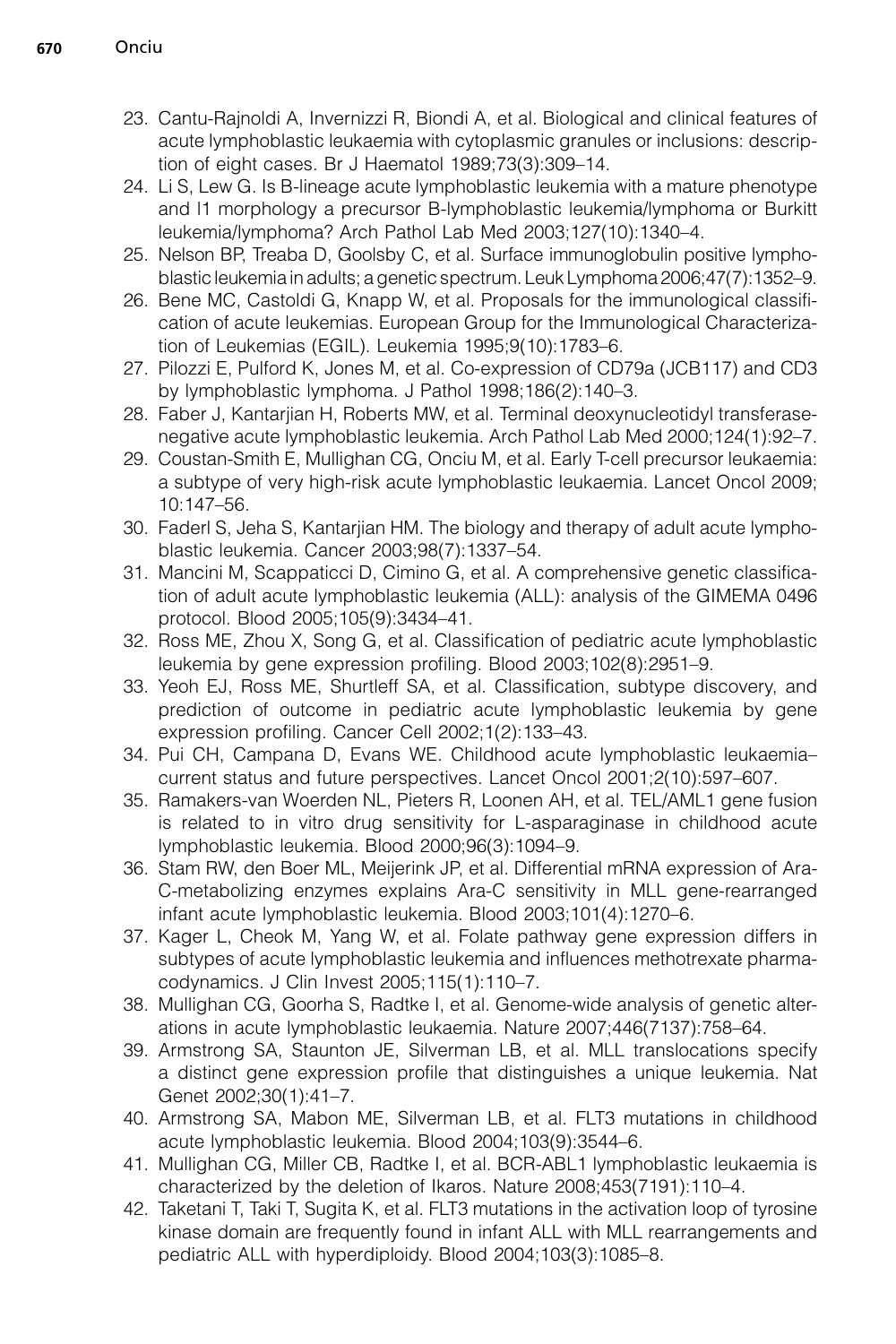23. Cantu-Rajnoldi A, Invernizzi R, Biondi A, et al. Biological and clinical features of acute lymphoblastic leukaemia with cytoplasmic granules or inclusions: description of eight cases. Br J Haematol 1989;73(3):309–14.
24. Li S, Lew G. Is B-lineage acute lymphoblastic leukemia with a mature phenotype and l1 morphology a precursor B-lymphoblastic leukemia/lymphoma or Burkitt leukemia/lymphoma? Arch Pathol Lab Med 2003;127(10):1340–4.
25. Nelson BP, Treaba D, Goolsby C, et al. Surface immunoglobulin positive lymphoblastic leukemia in adults; a genetic spectrum. Leuk Lymphoma 2006;47(7):1352–9.
26. Bene MC, Castoldi G, Knapp W, et al. Proposals for the immunological classification of acute leukemias. European Group for the Immunological Characterization of Leukemias (EGIL). Leukemia 1995;9(10):1783–6.
27. Pilozzi E, Pulford K, Jones M, et al. Co-expression of CD79a (JCB117) and CD3 by lymphoblastic lymphoma. J Pathol 1998;186(2):140–3.
28. Faber J, Kantarjian H, Roberts MW, et al. Terminal deoxynucleotidyl transferase-negative acute lymphoblastic leukemia. Arch Pathol Lab Med 2000;124(1):92–7.
29. Coustan-Smith E, Mullighan CG, Onciu M, et al. Early T-cell precursor leukaemia: a subtype of very high-risk acute lymphoblastic leukaemia. Lancet Oncol 2009; 10:147–56.
30. Faderl S, Jeha S, Kantarjian HM. The biology and therapy of adult acute lymphoblastic leukemia. Cancer 2003;98(7):1337–54.
31. Mancini M, Scappaticci D, Cimino G, et al. A comprehensive genetic classification of adult acute lymphoblastic leukemia (ALL): analysis of the GIMEMA 0496 protocol. Blood 2005;105(9):3434–41.
32. Ross ME, Zhou X, Song G, et al. Classification of pediatric acute lymphoblastic leukemia by gene expression profiling. Blood 2003;102(8):2951–9.
33. Yeoh EJ, Ross ME, Shurtleff SA, et al. Classification, subtype discovery, and prediction of outcome in pediatric acute lymphoblastic leukemia by gene expression profiling. Cancer Cell 2002;1(2):133–43.
34. Pui CH, Campana D, Evans WE. Childhood acute lymphoblastic leukaemia–current status and future perspectives. Lancet Oncol 2001;2(10):597–607.
35. Ramakers-van Woerden NL, Pieters R, Loonen AH, et al. TEL/AML1 gene fusion is related to in vitro drug sensitivity for L-asparaginase in childhood acute lymphoblastic leukemia. Blood 2000;96(3):1094–9.
36. Stam RW, den Boer ML, Meijerink JP, et al. Differential mRNA expression of Ara-C-metabolizing enzymes explains Ara-C sensitivity in MLL gene-rearranged infant acute lymphoblastic leukemia. Blood 2003;101(4):1270–6.
37. Kager L, Cheok M, Yang W, et al. Folate pathway gene expression differs in subtypes of acute lymphoblastic leukemia and influences methotrexate pharmacodynamics. J Clin Invest 2005;115(1):110–7.
38. Mullighan CG, Goorha S, Radtke I, et al. Genome-wide analysis of genetic alterations in acute lymphoblastic leukaemia. Nature 2007;446(7137):758–64.
39. Armstrong SA, Staunton JE, Silverman LB, et al. MLL translocations specify a distinct gene expression profile that distinguishes a unique leukemia. Nat Genet 2002;30(1):41–7.
40. Armstrong SA, Mabon ME, Silverman LB, et al. FLT3 mutations in childhood acute lymphoblastic leukemia. Blood 2004;103(9):3544–6.
41. Mullighan CG, Miller CB, Radtke I, et al. BCR-ABL1 lymphoblastic leukaemia is characterized by the deletion of Ikaros. Nature 2008;453(7191):110–4.
42. Taketani T, Taki T, Sugita K, et al. FLT3 mutations in the activation loop of tyrosine kinase domain are frequently found in infant ALL with MLL rearrangements and pediatric ALL with hyperdiploidy. Blood 2004;103(3):1085–8.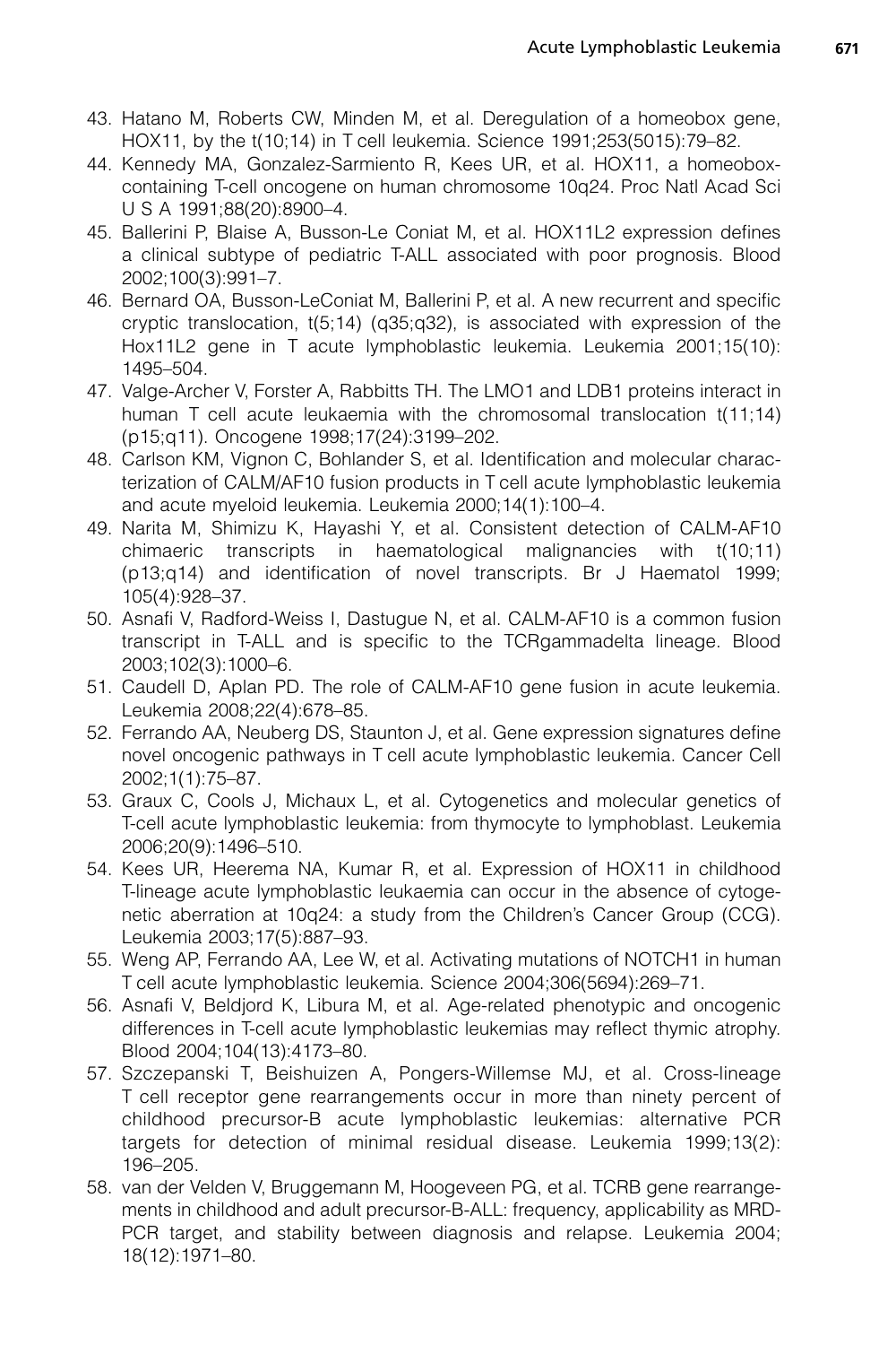43. Hatano M, Roberts CW, Minden M, et al. Deregulation of a homeobox gene, HOX11, by the t(10;14) in T cell leukemia. Science 1991;253(5015):79–82.
44. Kennedy MA, Gonzalez-Sarmiento R, Kees UR, et al. HOX11, a homeobox-containing T-cell oncogene on human chromosome 10q24. Proc Natl Acad Sci U S A 1991;88(20):8900–4.
45. Ballerini P, Blaise A, Busson-Le Coniat M, et al. HOX11L2 expression defines a clinical subtype of pediatric T-ALL associated with poor prognosis. Blood 2002;100(3):991–7.
46. Bernard OA, Busson-LeConiat M, Ballerini P, et al. A new recurrent and specific cryptic translocation, t(5;14) (q35;q32), is associated with expression of the Hox11L2 gene in T acute lymphoblastic leukemia. Leukemia 2001;15(10): 1495–504.
47. Valge-Archer V, Forster A, Rabbitts TH. The LMO1 and LDB1 proteins interact in human T cell acute leukaemia with the chromosomal translocation t(11;14) (p15;q11). Oncogene 1998;17(24):3199–202.
48. Carlson KM, Vignon C, Bohlander S, et al. Identification and molecular characterization of CALM/AF10 fusion products in T cell acute lymphoblastic leukemia and acute myeloid leukemia. Leukemia 2000;14(1):100–4.
49. Narita M, Shimizu K, Hayashi Y, et al. Consistent detection of CALM-AF10 chimaeric transcripts in haematological malignancies with t(10;11) (p13;q14) and identification of novel transcripts. Br J Haematol 1999; 105(4):928–37.
50. Asnafi V, Radford-Weiss I, Dastugue N, et al. CALM-AF10 is a common fusion transcript in T-ALL and is specific to the TCRgammadelta lineage. Blood 2003;102(3):1000–6.
51. Caudell D, Aplan PD. The role of CALM-AF10 gene fusion in acute leukemia. Leukemia 2008;22(4):678–85.
52. Ferrando AA, Neuberg DS, Staunton J, et al. Gene expression signatures define novel oncogenic pathways in T cell acute lymphoblastic leukemia. Cancer Cell 2002;1(1):75–87.
53. Graux C, Cools J, Michaux L, et al. Cytogenetics and molecular genetics of T-cell acute lymphoblastic leukemia: from thymocyte to lymphoblast. Leukemia 2006;20(9):1496–510.
54. Kees UR, Heerema NA, Kumar R, et al. Expression of HOX11 in childhood T-lineage acute lymphoblastic leukaemia can occur in the absence of cytogenetic aberration at 10q24: a study from the Children's Cancer Group (CCG). Leukemia 2003;17(5):887–93.
55. Weng AP, Ferrando AA, Lee W, et al. Activating mutations of NOTCH1 in human T cell acute lymphoblastic leukemia. Science 2004;306(5694):269–71.
56. Asnafi V, Beldjord K, Libura M, et al. Age-related phenotypic and oncogenic differences in T-cell acute lymphoblastic leukemias may reflect thymic atrophy. Blood 2004;104(13):4173–80.
57. Szczepanski T, Beishuizen A, Pongers-Willemse MJ, et al. Cross-lineage T cell receptor gene rearrangements occur in more than ninety percent of childhood precursor-B acute lymphoblastic leukemias: alternative PCR targets for detection of minimal residual disease. Leukemia 1999;13(2): 196–205.
58. van der Velden V, Bruggemann M, Hoogeveen PG, et al. TCRB gene rearrangements in childhood and adult precursor-B-ALL: frequency, applicability as MRD-PCR target, and stability between diagnosis and relapse. Leukemia 2004; 18(12):1971–80.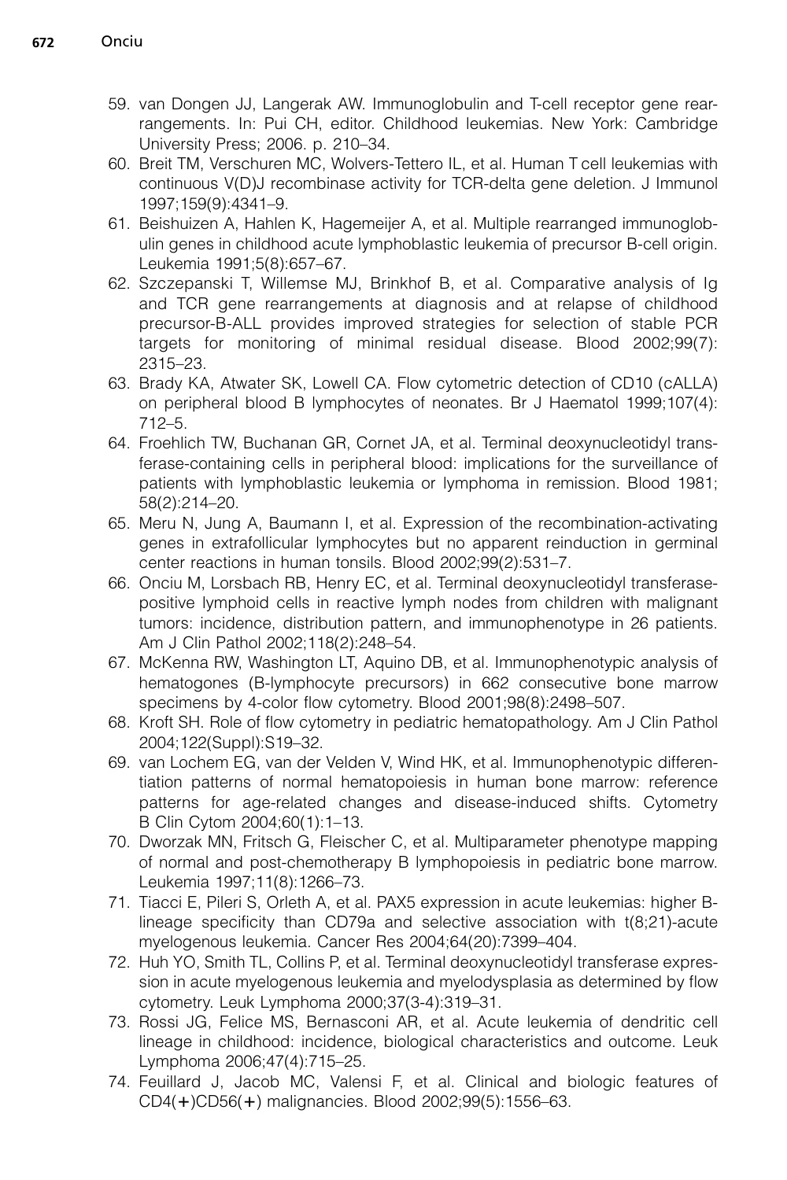59. van Dongen JJ, Langerak AW. Immunoglobulin and T-cell receptor gene rearrangements. In: Pui CH, editor. Childhood leukemias. New York: Cambridge University Press; 2006. p. 210–34.
60. Breit TM, Verschuren MC, Wolvers-Tettero IL, et al. Human T cell leukemias with continuous V(D)J recombinase activity for TCR-delta gene deletion. J Immunol 1997;159(9):4341–9.
61. Beishuizen A, Hahlen K, Hagemeijer A, et al. Multiple rearranged immunoglobulin genes in childhood acute lymphoblastic leukemia of precursor B-cell origin. Leukemia 1991;5(8):657–67.
62. Szczepanski T, Willemse MJ, Brinkhof B, et al. Comparative analysis of Ig and TCR gene rearrangements at diagnosis and at relapse of childhood precursor-B-ALL provides improved strategies for selection of stable PCR targets for monitoring of minimal residual disease. Blood 2002;99(7): 2315–23.
63. Brady KA, Atwater SK, Lowell CA. Flow cytometric detection of CD10 (cALLA) on peripheral blood B lymphocytes of neonates. Br J Haematol 1999;107(4): 712–5.
64. Froehlich TW, Buchanan GR, Cornet JA, et al. Terminal deoxynucleotidyl transferase-containing cells in peripheral blood: implications for the surveillance of patients with lymphoblastic leukemia or lymphoma in remission. Blood 1981; 58(2):214–20.
65. Meru N, Jung A, Baumann I, et al. Expression of the recombination-activating genes in extrafollicular lymphocytes but no apparent reinduction in germinal center reactions in human tonsils. Blood 2002;99(2):531–7.
66. Onciu M, Lorsbach RB, Henry EC, et al. Terminal deoxynucleotidyl transferase-positive lymphoid cells in reactive lymph nodes from children with malignant tumors: incidence, distribution pattern, and immunophenotype in 26 patients. Am J Clin Pathol 2002;118(2):248–54.
67. McKenna RW, Washington LT, Aquino DB, et al. Immunophenotypic analysis of hematogones (B-lymphocyte precursors) in 662 consecutive bone marrow specimens by 4-color flow cytometry. Blood 2001;98(8):2498–507.
68. Kroft SH. Role of flow cytometry in pediatric hematopathology. Am J Clin Pathol 2004;122(Suppl):S19–32.
69. van Lochem EG, van der Velden V, Wind HK, et al. Immunophenotypic differentiation patterns of normal hematopoiesis in human bone marrow: reference patterns for age-related changes and disease-induced shifts. Cytometry B Clin Cytom 2004;60(1):1–13.
70. Dworzak MN, Fritsch G, Fleischer C, et al. Multiparameter phenotype mapping of normal and post-chemotherapy B lymphopoiesis in pediatric bone marrow. Leukemia 1997;11(8):1266–73.
71. Tiacci E, Pileri S, Orleth A, et al. PAX5 expression in acute leukemias: higher B-lineage specificity than CD79a and selective association with t(8;21)-acute myelogenous leukemia. Cancer Res 2004;64(20):7399–404.
72. Huh YO, Smith TL, Collins P, et al. Terminal deoxynucleotidyl transferase expression in acute myelogenous leukemia and myelodysplasia as determined by flow cytometry. Leuk Lymphoma 2000;37(3-4):319–31.
73. Rossi JG, Felice MS, Bernasconi AR, et al. Acute leukemia of dendritic cell lineage in childhood: incidence, biological characteristics and outcome. Leuk Lymphoma 2006;47(4):715–25.
74. Feuillard J, Jacob MC, Valensi F, et al. Clinical and biologic features of CD4(+)CD56(+) malignancies. Blood 2002;99(5):1556–63.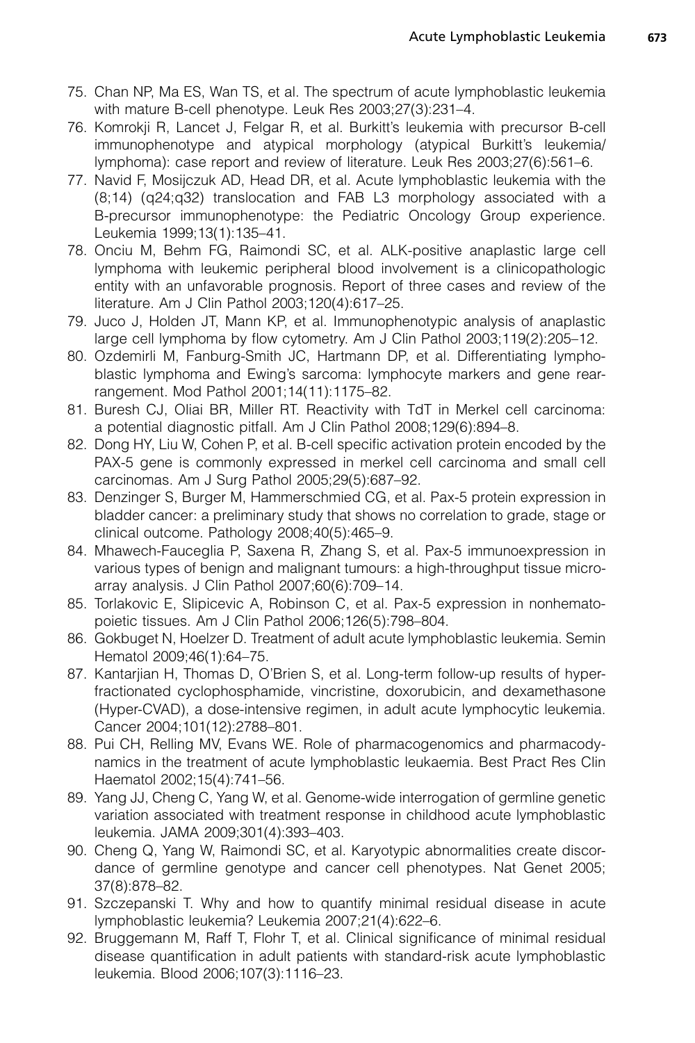75. Chan NP, Ma ES, Wan TS, et al. The spectrum of acute lymphoblastic leukemia with mature B-cell phenotype. Leuk Res 2003;27(3):231–4.
76. Komrokji R, Lancet J, Felgar R, et al. Burkitt's leukemia with precursor B-cell immunophenotype and atypical morphology (atypical Burkitt's leukemia/lymphoma): case report and review of literature. Leuk Res 2003;27(6):561–6.
77. Navid F, Mosijczuk AD, Head DR, et al. Acute lymphoblastic leukemia with the (8;14) (q24;q32) translocation and FAB L3 morphology associated with a B-precursor immunophenotype: the Pediatric Oncology Group experience. Leukemia 1999;13(1):135–41.
78. Onciu M, Behm FG, Raimondi SC, et al. ALK-positive anaplastic large cell lymphoma with leukemic peripheral blood involvement is a clinicopathologic entity with an unfavorable prognosis. Report of three cases and review of the literature. Am J Clin Pathol 2003;120(4):617–25.
79. Juco J, Holden JT, Mann KP, et al. Immunophenotypic analysis of anaplastic large cell lymphoma by flow cytometry. Am J Clin Pathol 2003;119(2):205–12.
80. Ozdemirli M, Fanburg-Smith JC, Hartmann DP, et al. Differentiating lymphoblastic lymphoma and Ewing's sarcoma: lymphocyte markers and gene rearrangement. Mod Pathol 2001;14(11):1175–82.
81. Buresh CJ, Oliai BR, Miller RT. Reactivity with TdT in Merkel cell carcinoma: a potential diagnostic pitfall. Am J Clin Pathol 2008;129(6):894–8.
82. Dong HY, Liu W, Cohen P, et al. B-cell specific activation protein encoded by the PAX-5 gene is commonly expressed in merkel cell carcinoma and small cell carcinomas. Am J Surg Pathol 2005;29(5):687–92.
83. Denzinger S, Burger M, Hammerschmied CG, et al. Pax-5 protein expression in bladder cancer: a preliminary study that shows no correlation to grade, stage or clinical outcome. Pathology 2008;40(5):465–9.
84. Mhawech-Fauceglia P, Saxena R, Zhang S, et al. Pax-5 immunoexpression in various types of benign and malignant tumours: a high-throughput tissue microarray analysis. J Clin Pathol 2007;60(6):709–14.
85. Torlakovic E, Slipicevic A, Robinson C, et al. Pax-5 expression in nonhematopoietic tissues. Am J Clin Pathol 2006;126(5):798–804.
86. Gokbuget N, Hoelzer D. Treatment of adult acute lymphoblastic leukemia. Semin Hematol 2009;46(1):64–75.
87. Kantarjian H, Thomas D, O'Brien S, et al. Long-term follow-up results of hyperfractionated cyclophosphamide, vincristine, doxorubicin, and dexamethasone (Hyper-CVAD), a dose-intensive regimen, in adult acute lymphocytic leukemia. Cancer 2004;101(12):2788–801.
88. Pui CH, Relling MV, Evans WE. Role of pharmacogenomics and pharmacodynamics in the treatment of acute lymphoblastic leukaemia. Best Pract Res Clin Haematol 2002;15(4):741–56.
89. Yang JJ, Cheng C, Yang W, et al. Genome-wide interrogation of germline genetic variation associated with treatment response in childhood acute lymphoblastic leukemia. JAMA 2009;301(4):393–403.
90. Cheng Q, Yang W, Raimondi SC, et al. Karyotypic abnormalities create discordance of germline genotype and cancer cell phenotypes. Nat Genet 2005;37(8):878–82.
91. Szczepanski T. Why and how to quantify minimal residual disease in acute lymphoblastic leukemia? Leukemia 2007;21(4):622–6.
92. Bruggemann M, Raff T, Flohr T, et al. Clinical significance of minimal residual disease quantification in adult patients with standard-risk acute lymphoblastic leukemia. Blood 2006;107(3):1116–23.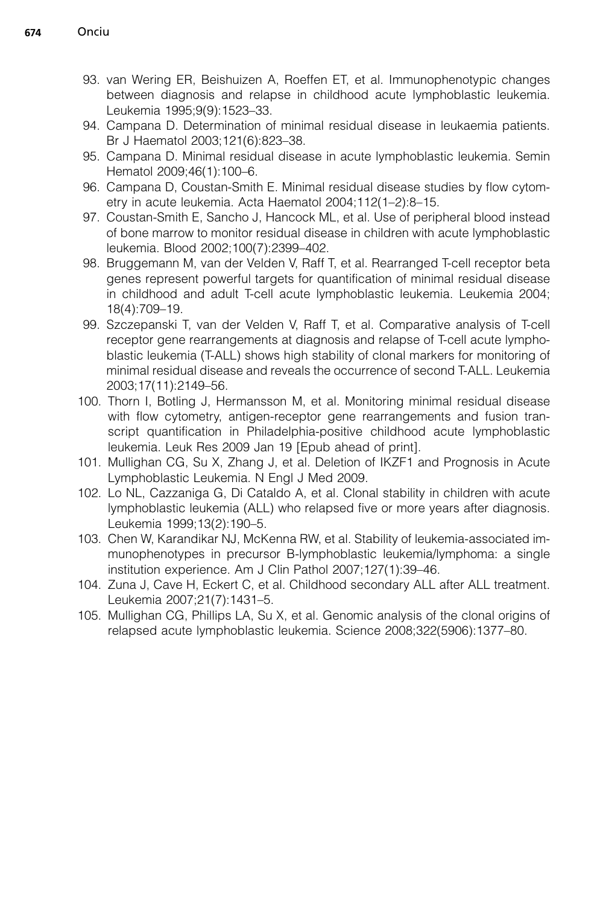93. van Wering ER, Beishuizen A, Roeffen ET, et al. Immunophenotypic changes between diagnosis and relapse in childhood acute lymphoblastic leukemia. Leukemia 1995;9(9):1523–33.
94. Campana D. Determination of minimal residual disease in leukaemia patients. Br J Haematol 2003;121(6):823–38.
95. Campana D. Minimal residual disease in acute lymphoblastic leukemia. Semin Hematol 2009;46(1):100–6.
96. Campana D, Coustan-Smith E. Minimal residual disease studies by flow cytometry in acute leukemia. Acta Haematol 2004;112(1–2):8–15.
97. Coustan-Smith E, Sancho J, Hancock ML, et al. Use of peripheral blood instead of bone marrow to monitor residual disease in children with acute lymphoblastic leukemia. Blood 2002;100(7):2399–402.
98. Bruggemann M, van der Velden V, Raff T, et al. Rearranged T-cell receptor beta genes represent powerful targets for quantification of minimal residual disease in childhood and adult T-cell acute lymphoblastic leukemia. Leukemia 2004; 18(4):709–19.
99. Szczepanski T, van der Velden V, Raff T, et al. Comparative analysis of T-cell receptor gene rearrangements at diagnosis and relapse of T-cell acute lymphoblastic leukemia (T-ALL) shows high stability of clonal markers for monitoring of minimal residual disease and reveals the occurrence of second T-ALL. Leukemia 2003;17(11):2149–56.
100. Thorn I, Botling J, Hermansson M, et al. Monitoring minimal residual disease with flow cytometry, antigen-receptor gene rearrangements and fusion transcript quantification in Philadelphia-positive childhood acute lymphoblastic leukemia. Leuk Res 2009 Jan 19 [Epub ahead of print].
101. Mullighan CG, Su X, Zhang J, et al. Deletion of IKZF1 and Prognosis in Acute Lymphoblastic Leukemia. N Engl J Med 2009.
102. Lo NL, Cazzaniga G, Di Cataldo A, et al. Clonal stability in children with acute lymphoblastic leukemia (ALL) who relapsed five or more years after diagnosis. Leukemia 1999;13(2):190–5.
103. Chen W, Karandikar NJ, McKenna RW, et al. Stability of leukemia-associated immunophenotypes in precursor B-lymphoblastic leukemia/lymphoma: a single institution experience. Am J Clin Pathol 2007;127(1):39–46.
104. Zuna J, Cave H, Eckert C, et al. Childhood secondary ALL after ALL treatment. Leukemia 2007;21(7):1431–5.
105. Mullighan CG, Phillips LA, Su X, et al. Genomic analysis of the clonal origins of relapsed acute lymphoblastic leukemia. Science 2008;322(5906):1377–80.